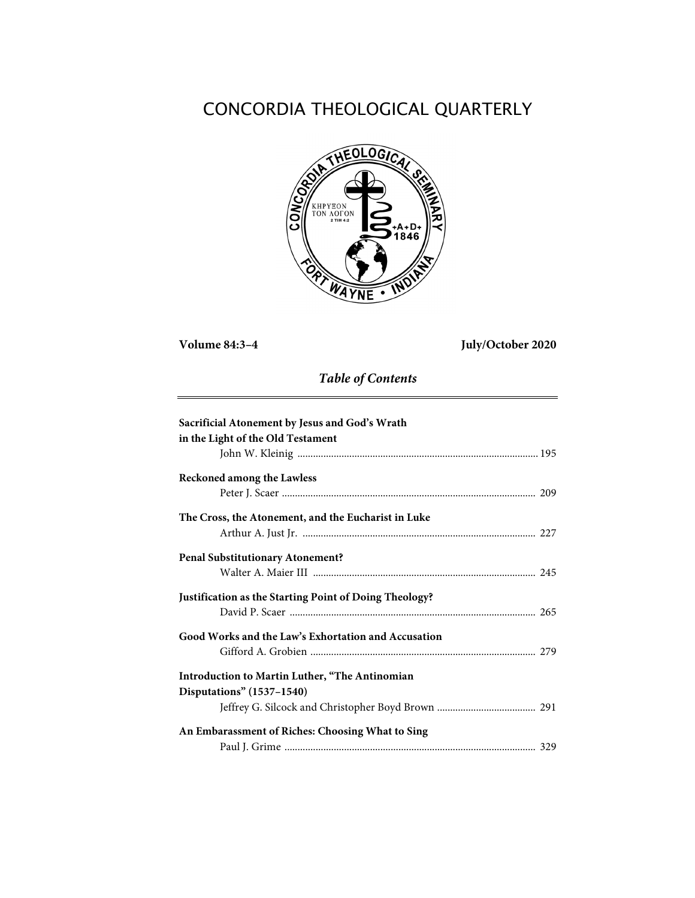# CONCORDIA THEOLOGICAL QUARTERLY

**Volume 84:3–4** **July/October 2020**

## *Table of Contents*

**Sacrificial Atonement by Jesus and God's Wrath in the Light of the Old Testament**
John W. Kleinig ........................................................................................ 195

**Reckoned among the Lawless**
Peter J. Scaer ............................................................................................ 209

**The Cross, the Atonement, and the Eucharist in Luke**
Arthur A. Just Jr. ...................................................................................... 227

**Penal Substitutionary Atonement?**
Walter A. Maier III .................................................................................. 245

**Justification as the Starting Point of Doing Theology?**
David P. Scaer .......................................................................................... 265

**Good Works and the Law's Exhortation and Accusation**
Gifford A. Grobien ................................................................................... 279

**Introduction to Martin Luther, "The Antinomian Disputations" (1537–1540)**
Jeffrey G. Silcock and Christopher Boyd Brown ...................................... 291

**An Embarassment of Riches: Choosing What to Sing**
Paul J. Grime ............................................................................................ 329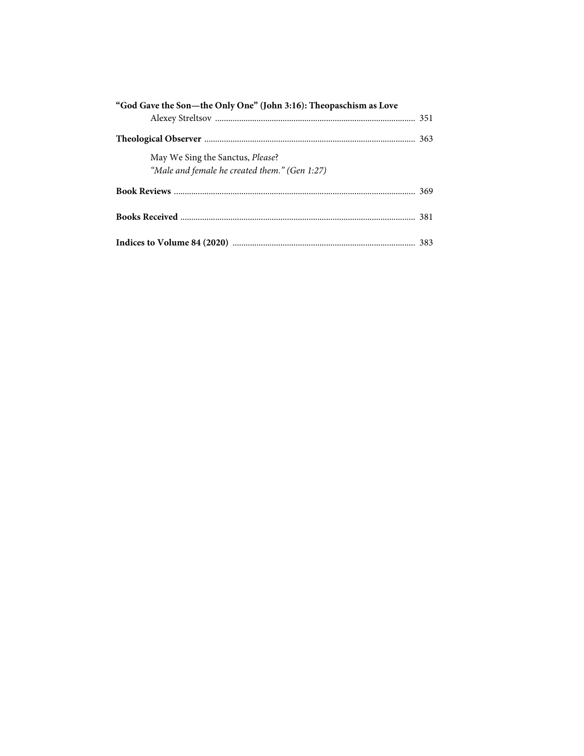**"God Gave the Son—the Only One" (John 3:16): Theopaschism as Love**
Alexey Streltsov ........................................................................................ 351

**Theological Observer** ........................................................................................ 363

May We Sing the Sanctus, *Please*?
*"Male and female he created them." (Gen 1:27)*

**Book Reviews** ........................................................................................ 369

**Books Received** ........................................................................................ 381

**Indices to Volume 84 (2020)** ........................................................................................ 383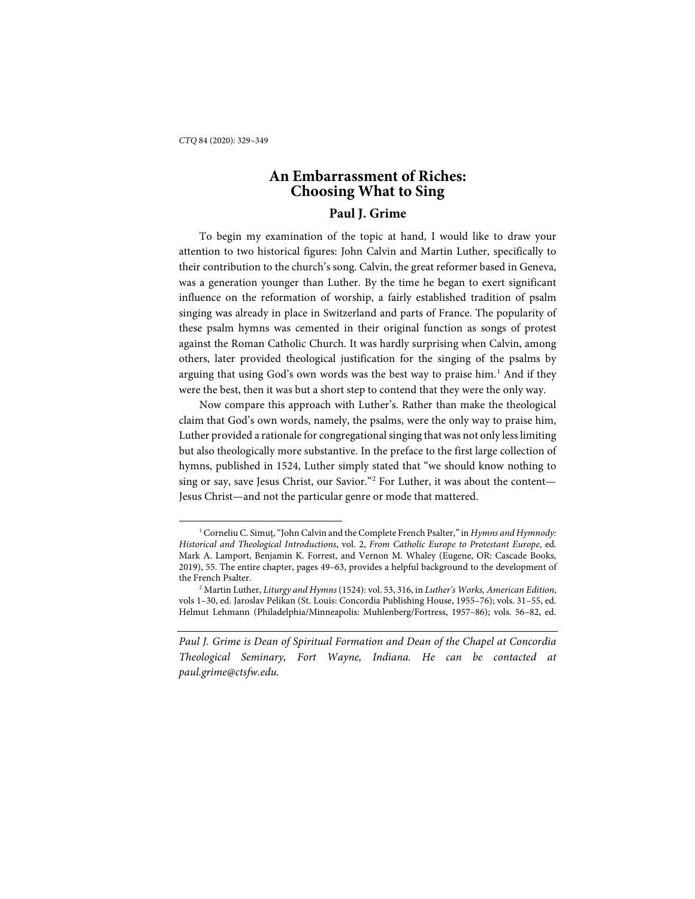# An Embarrassment of Riches: Choosing What to Sing

## Paul J. Grime

To begin my examination of the topic at hand, I would like to draw your attention to two historical figures: John Calvin and Martin Luther, specifically to their contribution to the church's song. Calvin, the great reformer based in Geneva, was a generation younger than Luther. By the time he began to exert significant influence on the reformation of worship, a fairly established tradition of psalm singing was already in place in Switzerland and parts of France. The popularity of these psalm hymns was cemented in their original function as songs of protest against the Roman Catholic Church. It was hardly surprising when Calvin, among others, later provided theological justification for the singing of the psalms by arguing that using God's own words was the best way to praise him.[1] And if they were the best, then it was but a short step to contend that they were the only way.

Now compare this approach with Luther's. Rather than make the theological claim that God's own words, namely, the psalms, were the only way to praise him, Luther provided a rationale for congregational singing that was not only less limiting but also theologically more substantive. In the preface to the first large collection of hymns, published in 1524, Luther simply stated that "we should know nothing to sing or say, save Jesus Christ, our Savior."[2] For Luther, it was about the content—Jesus Christ—and not the particular genre or mode that mattered.

---

[1] Corneliu C. Simuț, "John Calvin and the Complete French Psalter," in *Hymns and Hymnody: Historical and Theological Introductions*, vol. 2, *From Catholic Europe to Protestant Europe*, ed. Mark A. Lamport, Benjamin K. Forrest, and Vernon M. Whaley (Eugene, OR: Cascade Books, 2019), 55. The entire chapter, pages 49–63, provides a helpful background to the development of the French Psalter.

[2] Martin Luther, *Liturgy and Hymns* (1524): vol. 53, 316, in *Luther's Works, American Edition*, vols 1–30, ed. Jaroslav Pelikan (St. Louis: Concordia Publishing House, 1955–76); vols. 31–55, ed. Helmut Lehmann (Philadelphia/Minneapolis: Muhlenberg/Fortress, 1957–86); vols. 56–82, ed.

---

*Paul J. Grime is Dean of Spiritual Formation and Dean of the Chapel at Concordia Theological Seminary, Fort Wayne, Indiana. He can be contacted at paul.grime@ctsfw.edu.*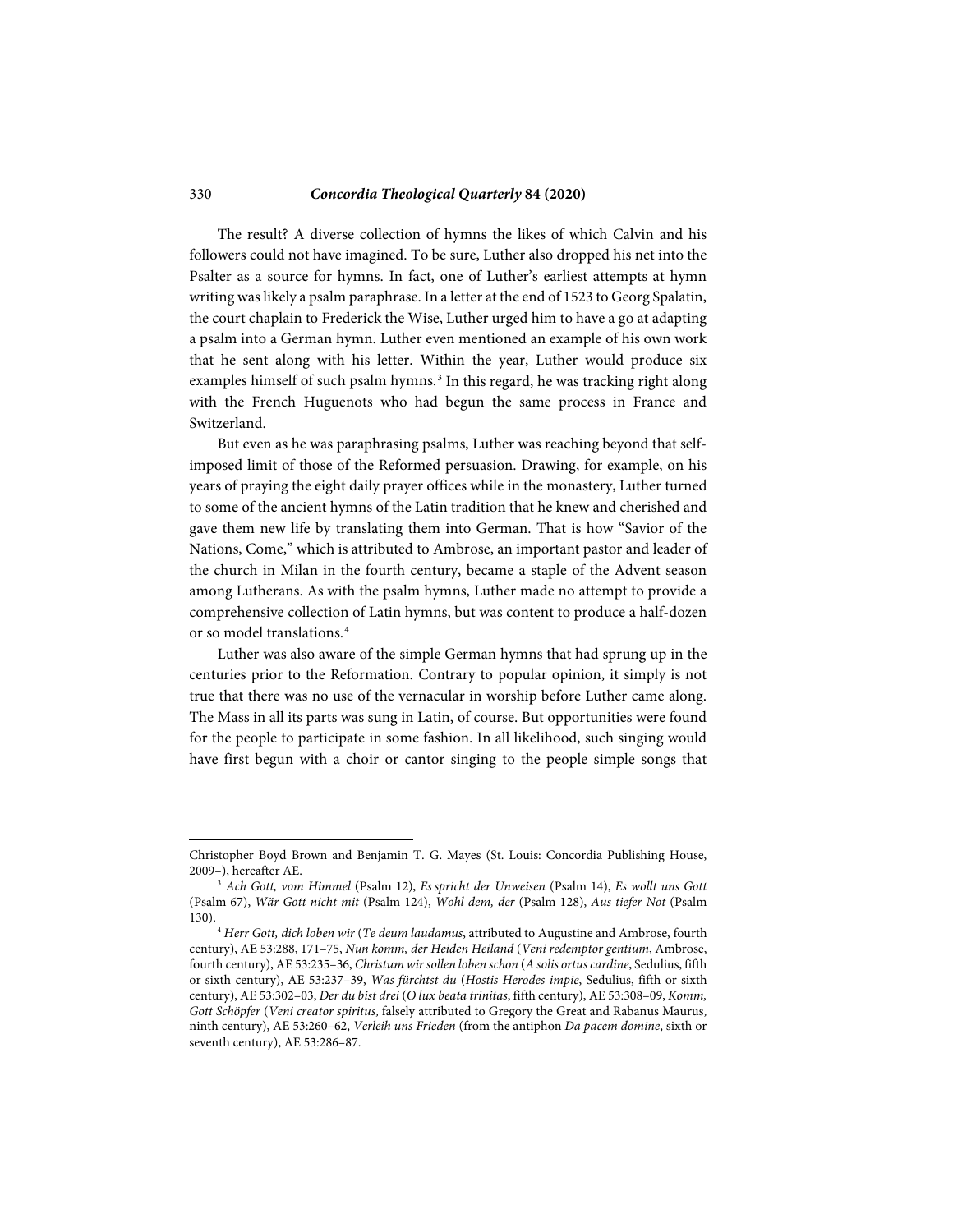The result? A diverse collection of hymns the likes of which Calvin and his followers could not have imagined. To be sure, Luther also dropped his net into the Psalter as a source for hymns. In fact, one of Luther's earliest attempts at hymn writing was likely a psalm paraphrase. In a letter at the end of 1523 to Georg Spalatin, the court chaplain to Frederick the Wise, Luther urged him to have a go at adapting a psalm into a German hymn. Luther even mentioned an example of his own work that he sent along with his letter. Within the year, Luther would produce six examples himself of such psalm hymns.[3] In this regard, he was tracking right along with the French Huguenots who had begun the same process in France and Switzerland.

But even as he was paraphrasing psalms, Luther was reaching beyond that self-imposed limit of those of the Reformed persuasion. Drawing, for example, on his years of praying the eight daily prayer offices while in the monastery, Luther turned to some of the ancient hymns of the Latin tradition that he knew and cherished and gave them new life by translating them into German. That is how "Savior of the Nations, Come," which is attributed to Ambrose, an important pastor and leader of the church in Milan in the fourth century, became a staple of the Advent season among Lutherans. As with the psalm hymns, Luther made no attempt to provide a comprehensive collection of Latin hymns, but was content to produce a half-dozen or so model translations.[4]

Luther was also aware of the simple German hymns that had sprung up in the centuries prior to the Reformation. Contrary to popular opinion, it simply is not true that there was no use of the vernacular in worship before Luther came along. The Mass in all its parts was sung in Latin, of course. But opportunities were found for the people to participate in some fashion. In all likelihood, such singing would have first begun with a choir or cantor singing to the people simple songs that

---

Christopher Boyd Brown and Benjamin T. G. Mayes (St. Louis: Concordia Publishing House, 2009–), hereafter AE.

[3] *Ach Gott, vom Himmel* (Psalm 12), *Es spricht der Unweisen* (Psalm 14), *Es wollt uns Gott* (Psalm 67), *Wär Gott nicht mit* (Psalm 124), *Wohl dem, der* (Psalm 128), *Aus tiefer Not* (Psalm 130).

[4] *Herr Gott, dich loben wir* (*Te deum laudamus*, attributed to Augustine and Ambrose, fourth century), AE 53:288, 171–75, *Nun komm, der Heiden Heiland* (*Veni redemptor gentium*, Ambrose, fourth century), AE 53:235–36, *Christum wir sollen loben schon* (*A solis ortus cardine*, Sedulius, fifth or sixth century), AE 53:237–39, *Was fürchtst du* (*Hostis Herodes impie*, Sedulius, fifth or sixth century), AE 53:302–03, *Der du bist drei* (*O lux beata trinitas*, fifth century), AE 53:308–09, *Komm, Gott Schöpfer* (*Veni creator spiritus*, falsely attributed to Gregory the Great and Rabanus Maurus, ninth century), AE 53:260–62, *Verleih uns Frieden* (from the antiphon *Da pacem domine*, sixth or seventh century), AE 53:286–87.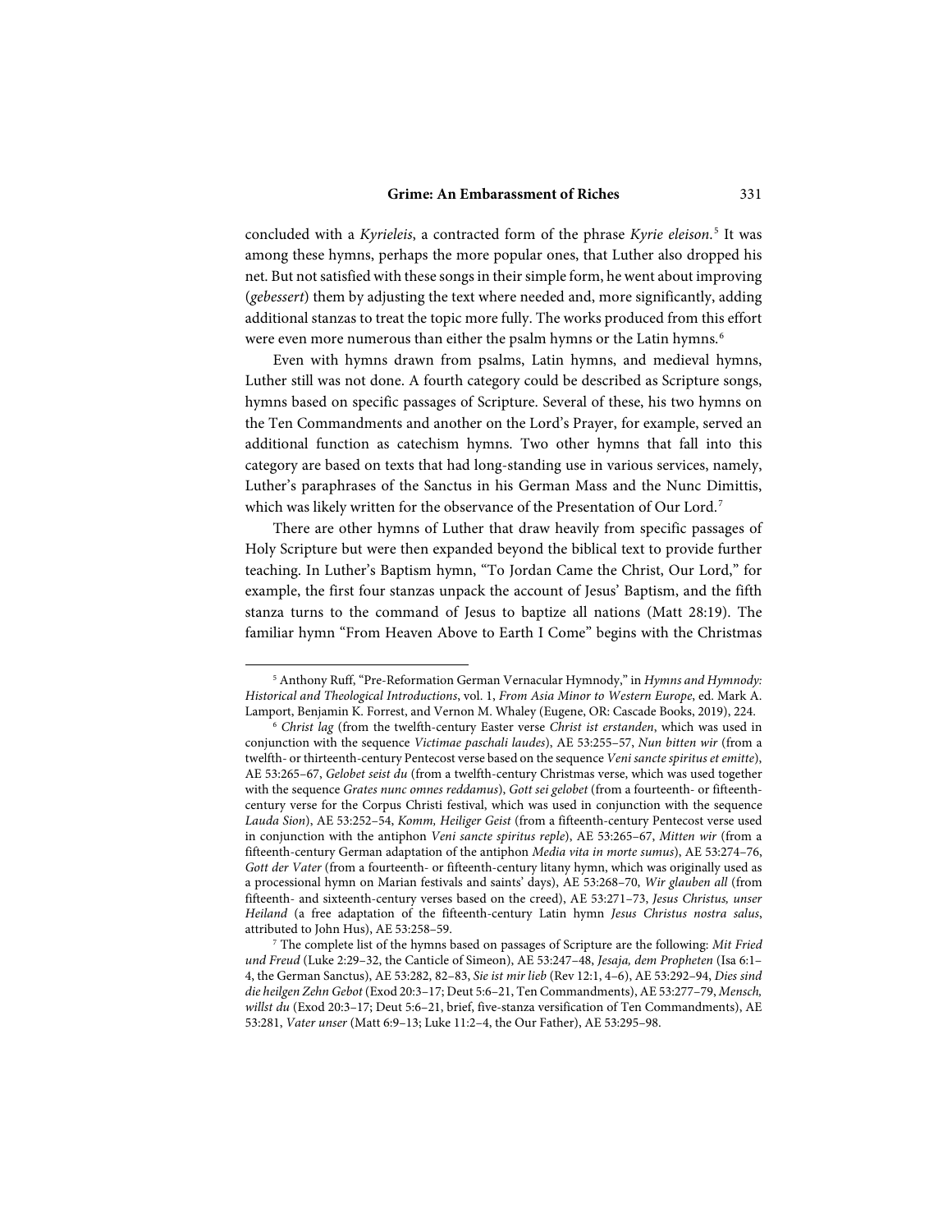concluded with a *Kyrieleis*, a contracted form of the phrase *Kyrie eleison*.[5] It was among these hymns, perhaps the more popular ones, that Luther also dropped his net. But not satisfied with these songs in their simple form, he went about improving (*gebessert*) them by adjusting the text where needed and, more significantly, adding additional stanzas to treat the topic more fully. The works produced from this effort were even more numerous than either the psalm hymns or the Latin hymns.[6]

Even with hymns drawn from psalms, Latin hymns, and medieval hymns, Luther still was not done. A fourth category could be described as Scripture songs, hymns based on specific passages of Scripture. Several of these, his two hymns on the Ten Commandments and another on the Lord's Prayer, for example, served an additional function as catechism hymns. Two other hymns that fall into this category are based on texts that had long-standing use in various services, namely, Luther's paraphrases of the Sanctus in his German Mass and the Nunc Dimittis, which was likely written for the observance of the Presentation of Our Lord.[7]

There are other hymns of Luther that draw heavily from specific passages of Holy Scripture but were then expanded beyond the biblical text to provide further teaching. In Luther's Baptism hymn, "To Jordan Came the Christ, Our Lord," for example, the first four stanzas unpack the account of Jesus' Baptism, and the fifth stanza turns to the command of Jesus to baptize all nations (Matt 28:19). The familiar hymn "From Heaven Above to Earth I Come" begins with the Christmas

---

[5] Anthony Ruff, "Pre-Reformation German Vernacular Hymnody," in *Hymns and Hymnody: Historical and Theological Introductions*, vol. 1, *From Asia Minor to Western Europe*, ed. Mark A. Lamport, Benjamin K. Forrest, and Vernon M. Whaley (Eugene, OR: Cascade Books, 2019), 224.

[6] *Christ lag* (from the twelfth-century Easter verse *Christ ist erstanden*, which was used in conjunction with the sequence *Victimae paschali laudes*), AE 53:255–57, *Nun bitten wir* (from a twelfth- or thirteenth-century Pentecost verse based on the sequence *Veni sancte spiritus et emitte*), AE 53:265–67, *Gelobet seist du* (from a twelfth-century Christmas verse, which was used together with the sequence *Grates nunc omnes reddamus*), *Gott sei gelobet* (from a fourteenth- or fifteenth-century verse for the Corpus Christi festival, which was used in conjunction with the sequence *Lauda Sion*), AE 53:252–54, *Komm, Heiliger Geist* (from a fifteenth-century Pentecost verse used in conjunction with the antiphon *Veni sancte spiritus reple*), AE 53:265–67, *Mitten wir* (from a fifteenth-century German adaptation of the antiphon *Media vita in morte sumus*), AE 53:274–76, *Gott der Vater* (from a fourteenth- or fifteenth-century litany hymn, which was originally used as a processional hymn on Marian festivals and saints' days), AE 53:268–70, *Wir glauben all* (from fifteenth- and sixteenth-century verses based on the creed), AE 53:271–73, *Jesus Christus, unser Heiland* (a free adaptation of the fifteenth-century Latin hymn *Jesus Christus nostra salus*, attributed to John Hus), AE 53:258–59.

[7] The complete list of the hymns based on passages of Scripture are the following: *Mit Fried und Freud* (Luke 2:29–32, the Canticle of Simeon), AE 53:247–48, *Jesaja, dem Propheten* (Isa 6:1–4, the German Sanctus), AE 53:282, 82–83, *Sie ist mir lieb* (Rev 12:1, 4–6), AE 53:292–94, *Dies sind die heilgen Zehn Gebot* (Exod 20:3–17; Deut 5:6–21, Ten Commandments), AE 53:277–79, *Mensch, willst du* (Exod 20:3–17; Deut 5:6–21, brief, five-stanza versification of Ten Commandments), AE 53:281, *Vater unser* (Matt 6:9–13; Luke 11:2–4, the Our Father), AE 53:295–98.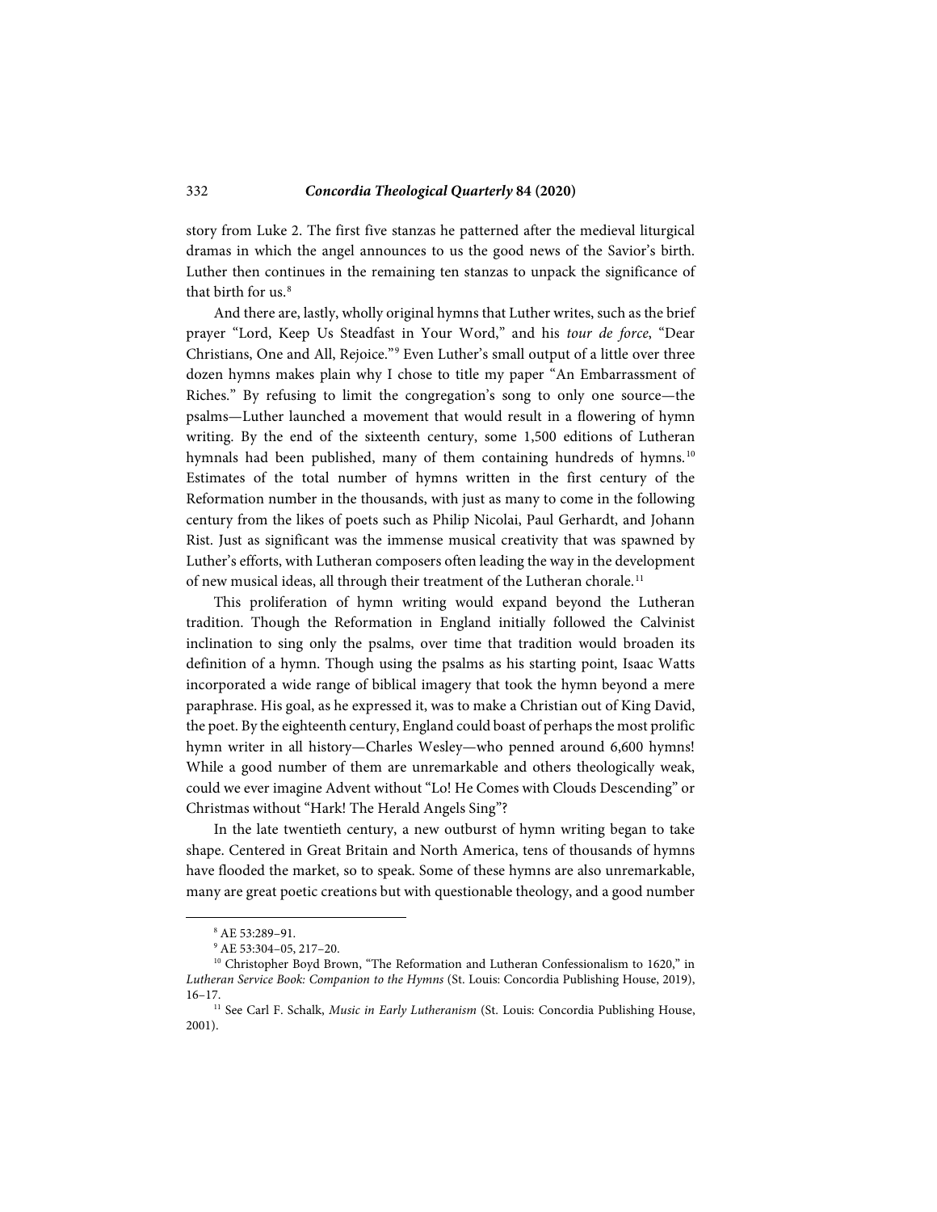story from Luke 2. The first five stanzas he patterned after the medieval liturgical dramas in which the angel announces to us the good news of the Savior's birth. Luther then continues in the remaining ten stanzas to unpack the significance of that birth for us.[8]

And there are, lastly, wholly original hymns that Luther writes, such as the brief prayer "Lord, Keep Us Steadfast in Your Word," and his *tour de force*, "Dear Christians, One and All, Rejoice."[9] Even Luther's small output of a little over three dozen hymns makes plain why I chose to title my paper "An Embarrassment of Riches." By refusing to limit the congregation's song to only one source—the psalms—Luther launched a movement that would result in a flowering of hymn writing. By the end of the sixteenth century, some 1,500 editions of Lutheran hymnals had been published, many of them containing hundreds of hymns.[10] Estimates of the total number of hymns written in the first century of the Reformation number in the thousands, with just as many to come in the following century from the likes of poets such as Philip Nicolai, Paul Gerhardt, and Johann Rist. Just as significant was the immense musical creativity that was spawned by Luther's efforts, with Lutheran composers often leading the way in the development of new musical ideas, all through their treatment of the Lutheran chorale.[11]

This proliferation of hymn writing would expand beyond the Lutheran tradition. Though the Reformation in England initially followed the Calvinist inclination to sing only the psalms, over time that tradition would broaden its definition of a hymn. Though using the psalms as his starting point, Isaac Watts incorporated a wide range of biblical imagery that took the hymn beyond a mere paraphrase. His goal, as he expressed it, was to make a Christian out of King David, the poet. By the eighteenth century, England could boast of perhaps the most prolific hymn writer in all history—Charles Wesley—who penned around 6,600 hymns! While a good number of them are unremarkable and others theologically weak, could we ever imagine Advent without "Lo! He Comes with Clouds Descending" or Christmas without "Hark! The Herald Angels Sing"?

In the late twentieth century, a new outburst of hymn writing began to take shape. Centered in Great Britain and North America, tens of thousands of hymns have flooded the market, so to speak. Some of these hymns are also unremarkable, many are great poetic creations but with questionable theology, and a good number

---

[8] AE 53:289–91.

[9] AE 53:304–05, 217–20.

[10] Christopher Boyd Brown, "The Reformation and Lutheran Confessionalism to 1620," in *Lutheran Service Book: Companion to the Hymns* (St. Louis: Concordia Publishing House, 2019), 16–17.

[11] See Carl F. Schalk, *Music in Early Lutheranism* (St. Louis: Concordia Publishing House, 2001).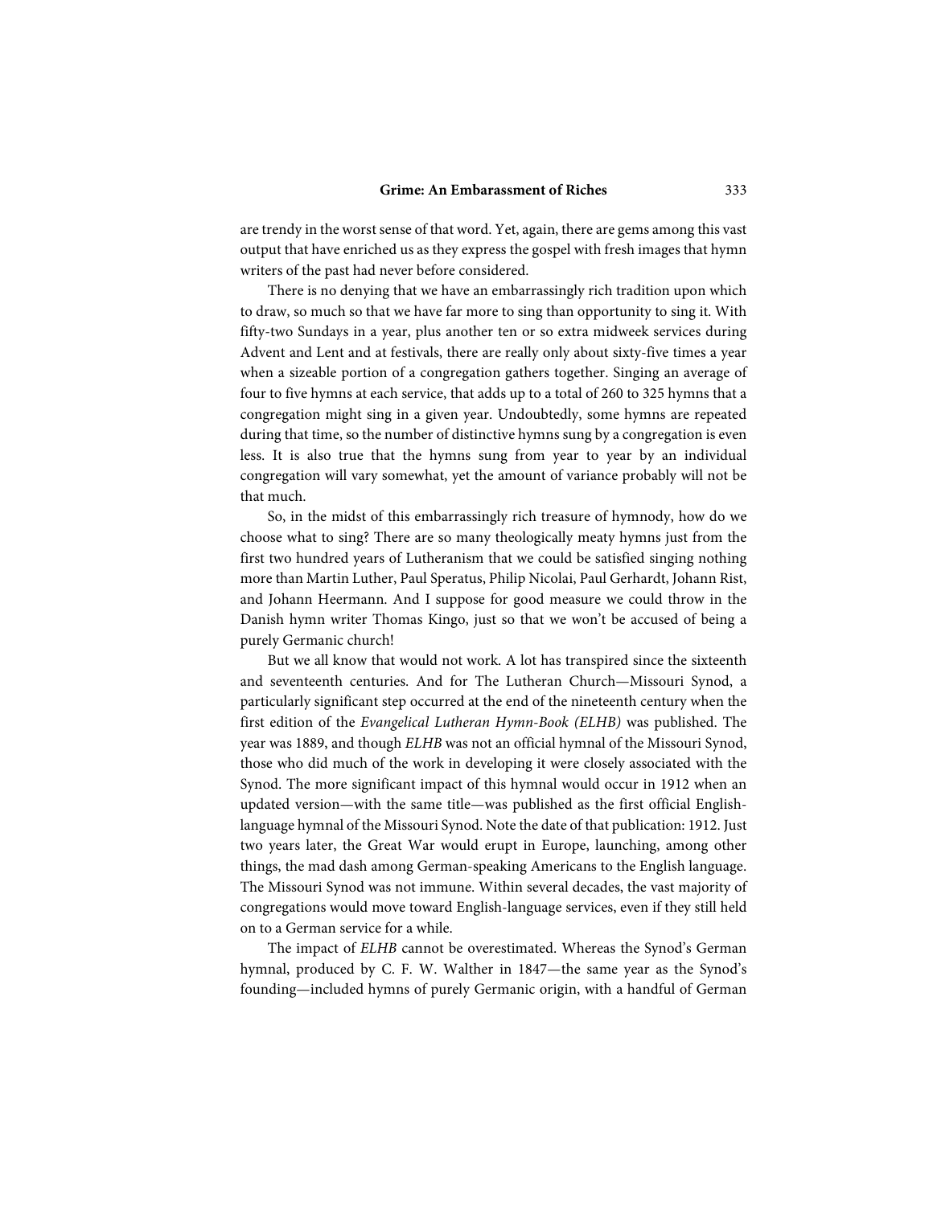are trendy in the worst sense of that word. Yet, again, there are gems among this vast output that have enriched us as they express the gospel with fresh images that hymn writers of the past had never before considered.

There is no denying that we have an embarrassingly rich tradition upon which to draw, so much so that we have far more to sing than opportunity to sing it. With fifty-two Sundays in a year, plus another ten or so extra midweek services during Advent and Lent and at festivals, there are really only about sixty-five times a year when a sizeable portion of a congregation gathers together. Singing an average of four to five hymns at each service, that adds up to a total of 260 to 325 hymns that a congregation might sing in a given year. Undoubtedly, some hymns are repeated during that time, so the number of distinctive hymns sung by a congregation is even less. It is also true that the hymns sung from year to year by an individual congregation will vary somewhat, yet the amount of variance probably will not be that much.

So, in the midst of this embarrassingly rich treasure of hymnody, how do we choose what to sing? There are so many theologically meaty hymns just from the first two hundred years of Lutheranism that we could be satisfied singing nothing more than Martin Luther, Paul Speratus, Philip Nicolai, Paul Gerhardt, Johann Rist, and Johann Heermann. And I suppose for good measure we could throw in the Danish hymn writer Thomas Kingo, just so that we won't be accused of being a purely Germanic church!

But we all know that would not work. A lot has transpired since the sixteenth and seventeenth centuries. And for The Lutheran Church—Missouri Synod, a particularly significant step occurred at the end of the nineteenth century when the first edition of the *Evangelical Lutheran Hymn-Book (ELHB)* was published. The year was 1889, and though *ELHB* was not an official hymnal of the Missouri Synod, those who did much of the work in developing it were closely associated with the Synod. The more significant impact of this hymnal would occur in 1912 when an updated version—with the same title—was published as the first official English-language hymnal of the Missouri Synod. Note the date of that publication: 1912. Just two years later, the Great War would erupt in Europe, launching, among other things, the mad dash among German-speaking Americans to the English language. The Missouri Synod was not immune. Within several decades, the vast majority of congregations would move toward English-language services, even if they still held on to a German service for a while.

The impact of *ELHB* cannot be overestimated. Whereas the Synod's German hymnal, produced by C. F. W. Walther in 1847—the same year as the Synod's founding—included hymns of purely Germanic origin, with a handful of German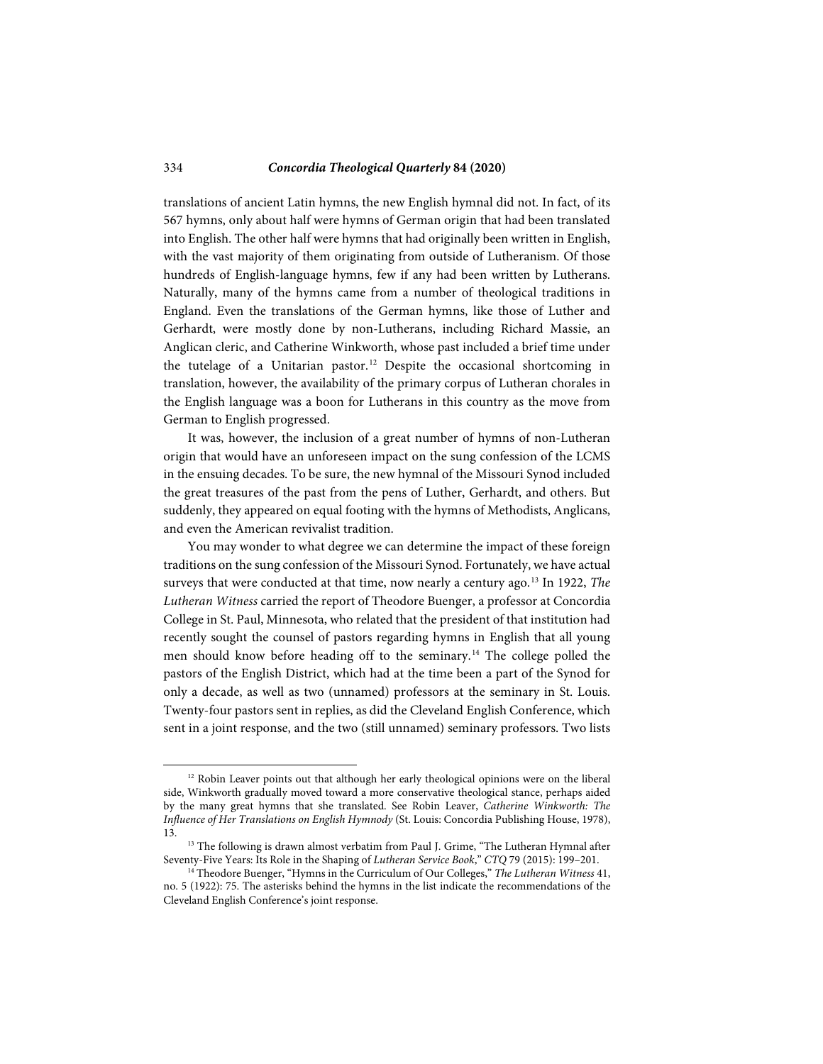translations of ancient Latin hymns, the new English hymnal did not. In fact, of its 567 hymns, only about half were hymns of German origin that had been translated into English. The other half were hymns that had originally been written in English, with the vast majority of them originating from outside of Lutheranism. Of those hundreds of English-language hymns, few if any had been written by Lutherans. Naturally, many of the hymns came from a number of theological traditions in England. Even the translations of the German hymns, like those of Luther and Gerhardt, were mostly done by non-Lutherans, including Richard Massie, an Anglican cleric, and Catherine Winkworth, whose past included a brief time under the tutelage of a Unitarian pastor.[12] Despite the occasional shortcoming in translation, however, the availability of the primary corpus of Lutheran chorales in the English language was a boon for Lutherans in this country as the move from German to English progressed.

It was, however, the inclusion of a great number of hymns of non-Lutheran origin that would have an unforeseen impact on the sung confession of the LCMS in the ensuing decades. To be sure, the new hymnal of the Missouri Synod included the great treasures of the past from the pens of Luther, Gerhardt, and others. But suddenly, they appeared on equal footing with the hymns of Methodists, Anglicans, and even the American revivalist tradition.

You may wonder to what degree we can determine the impact of these foreign traditions on the sung confession of the Missouri Synod. Fortunately, we have actual surveys that were conducted at that time, now nearly a century ago.[13] In 1922, *The Lutheran Witness* carried the report of Theodore Buenger, a professor at Concordia College in St. Paul, Minnesota, who related that the president of that institution had recently sought the counsel of pastors regarding hymns in English that all young men should know before heading off to the seminary.[14] The college polled the pastors of the English District, which had at the time been a part of the Synod for only a decade, as well as two (unnamed) professors at the seminary in St. Louis. Twenty-four pastors sent in replies, as did the Cleveland English Conference, which sent in a joint response, and the two (still unnamed) seminary professors. Two lists

---

[12] Robin Leaver points out that although her early theological opinions were on the liberal side, Winkworth gradually moved toward a more conservative theological stance, perhaps aided by the many great hymns that she translated. See Robin Leaver, *Catherine Winkworth: The Influence of Her Translations on English Hymnody* (St. Louis: Concordia Publishing House, 1978), 13.

[13] The following is drawn almost verbatim from Paul J. Grime, "The Lutheran Hymnal after Seventy-Five Years: Its Role in the Shaping of *Lutheran Service Book*," *CTQ* 79 (2015): 199–201.

[14] Theodore Buenger, "Hymns in the Curriculum of Our Colleges," *The Lutheran Witness* 41, no. 5 (1922): 75. The asterisks behind the hymns in the list indicate the recommendations of the Cleveland English Conference's joint response.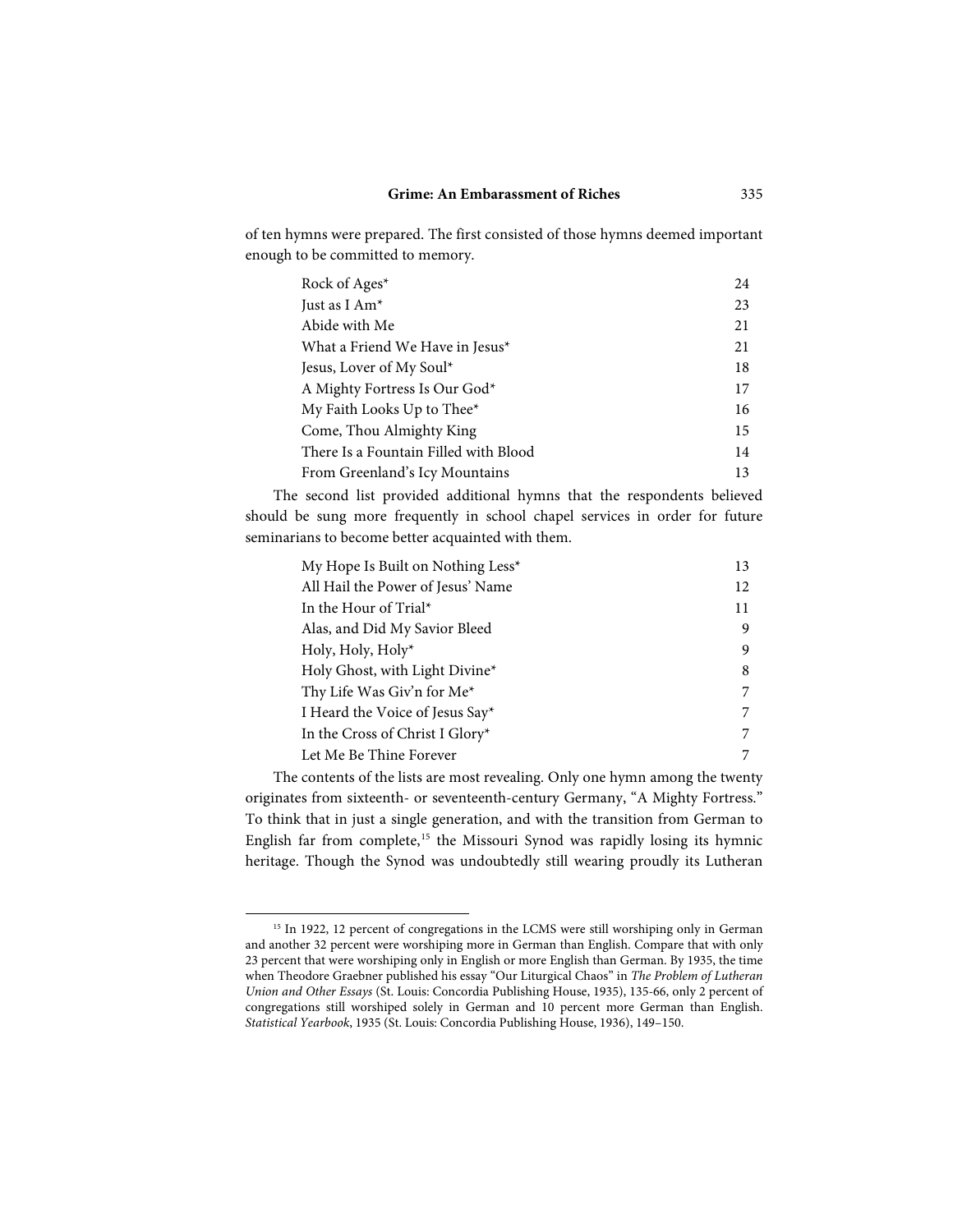of ten hymns were prepared. The first consisted of those hymns deemed important enough to be committed to memory.

| | |
|---|---|
| Rock of Ages* | 24 |
| Just as I Am* | 23 |
| Abide with Me | 21 |
| What a Friend We Have in Jesus* | 21 |
| Jesus, Lover of My Soul* | 18 |
| A Mighty Fortress Is Our God* | 17 |
| My Faith Looks Up to Thee* | 16 |
| Come, Thou Almighty King | 15 |
| There Is a Fountain Filled with Blood | 14 |
| From Greenland's Icy Mountains | 13 |

The second list provided additional hymns that the respondents believed should be sung more frequently in school chapel services in order for future seminarians to become better acquainted with them.

| | |
|---|---|
| My Hope Is Built on Nothing Less* | 13 |
| All Hail the Power of Jesus' Name | 12 |
| In the Hour of Trial* | 11 |
| Alas, and Did My Savior Bleed | 9 |
| Holy, Holy, Holy* | 9 |
| Holy Ghost, with Light Divine* | 8 |
| Thy Life Was Giv'n for Me* | 7 |
| I Heard the Voice of Jesus Say* | 7 |
| In the Cross of Christ I Glory* | 7 |
| Let Me Be Thine Forever | 7 |

The contents of the lists are most revealing. Only one hymn among the twenty originates from sixteenth- or seventeenth-century Germany, "A Mighty Fortress." To think that in just a single generation, and with the transition from German to English far from complete,[15] the Missouri Synod was rapidly losing its hymnic heritage. Though the Synod was undoubtedly still wearing proudly its Lutheran

[15] In 1922, 12 percent of congregations in the LCMS were still worshiping only in German and another 32 percent were worshiping more in German than English. Compare that with only 23 percent that were worshiping only in English or more English than German. By 1935, the time when Theodore Graebner published his essay "Our Liturgical Chaos" in *The Problem of Lutheran Union and Other Essays* (St. Louis: Concordia Publishing House, 1935), 135-66, only 2 percent of congregations still worshiped solely in German and 10 percent more German than English. *Statistical Yearbook*, 1935 (St. Louis: Concordia Publishing House, 1936), 149–150.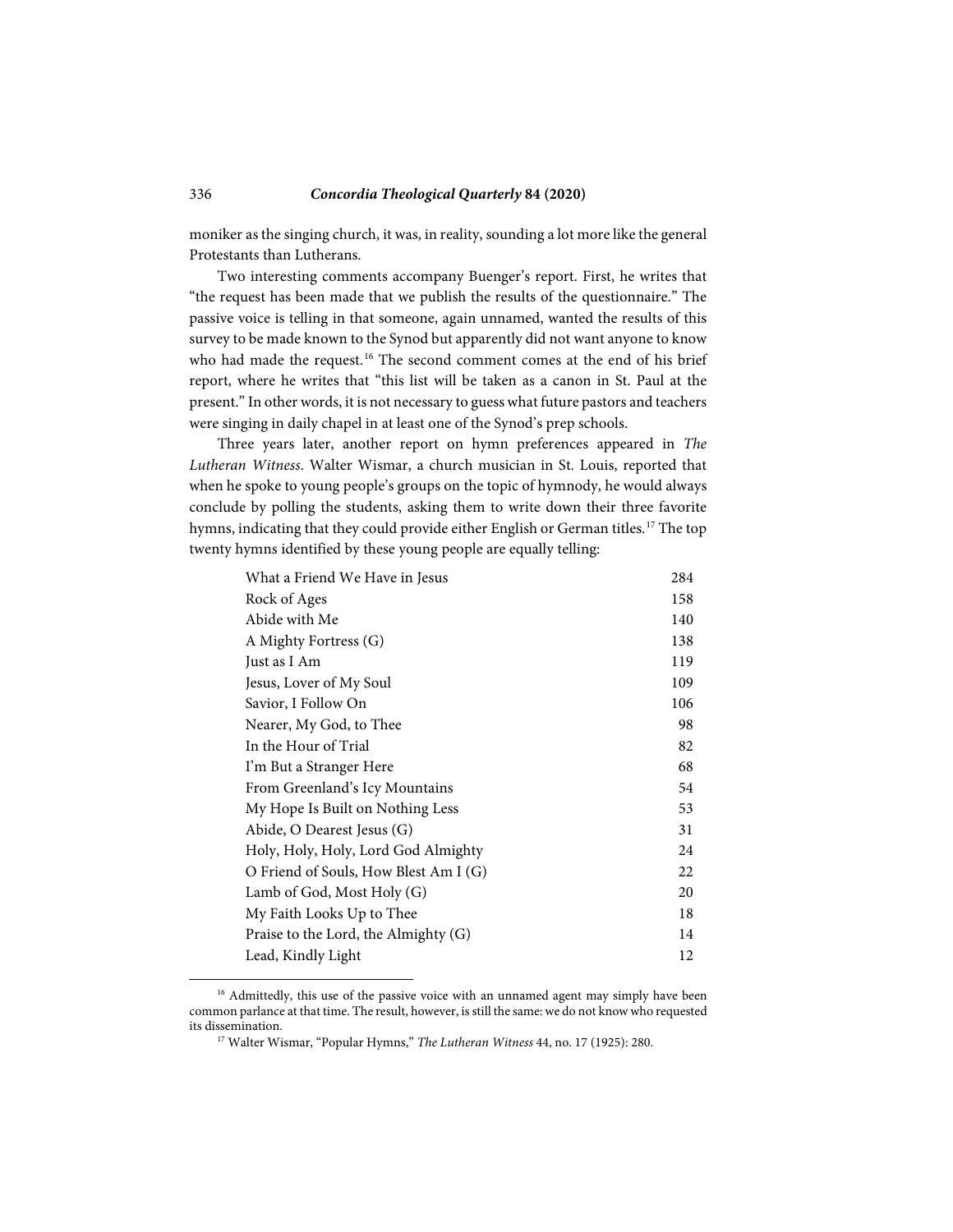moniker as the singing church, it was, in reality, sounding a lot more like the general Protestants than Lutherans.

Two interesting comments accompany Buenger's report. First, he writes that "the request has been made that we publish the results of the questionnaire." The passive voice is telling in that someone, again unnamed, wanted the results of this survey to be made known to the Synod but apparently did not want anyone to know who had made the request.[16] The second comment comes at the end of his brief report, where he writes that "this list will be taken as a canon in St. Paul at the present." In other words, it is not necessary to guess what future pastors and teachers were singing in daily chapel in at least one of the Synod's prep schools.

Three years later, another report on hymn preferences appeared in *The Lutheran Witness*. Walter Wismar, a church musician in St. Louis, reported that when he spoke to young people's groups on the topic of hymnody, he would always conclude by polling the students, asking them to write down their three favorite hymns, indicating that they could provide either English or German titles.[17] The top twenty hymns identified by these young people are equally telling:

| | |
|---|---|
| What a Friend We Have in Jesus | 284 |
| Rock of Ages | 158 |
| Abide with Me | 140 |
| A Mighty Fortress (G) | 138 |
| Just as I Am | 119 |
| Jesus, Lover of My Soul | 109 |
| Savior, I Follow On | 106 |
| Nearer, My God, to Thee | 98 |
| In the Hour of Trial | 82 |
| I'm But a Stranger Here | 68 |
| From Greenland's Icy Mountains | 54 |
| My Hope Is Built on Nothing Less | 53 |
| Abide, O Dearest Jesus (G) | 31 |
| Holy, Holy, Holy, Lord God Almighty | 24 |
| O Friend of Souls, How Blest Am I (G) | 22 |
| Lamb of God, Most Holy (G) | 20 |
| My Faith Looks Up to Thee | 18 |
| Praise to the Lord, the Almighty (G) | 14 |
| Lead, Kindly Light | 12 |

[16] Admittedly, this use of the passive voice with an unnamed agent may simply have been common parlance at that time. The result, however, is still the same: we do not know who requested its dissemination.

[17] Walter Wismar, "Popular Hymns," *The Lutheran Witness* 44, no. 17 (1925): 280.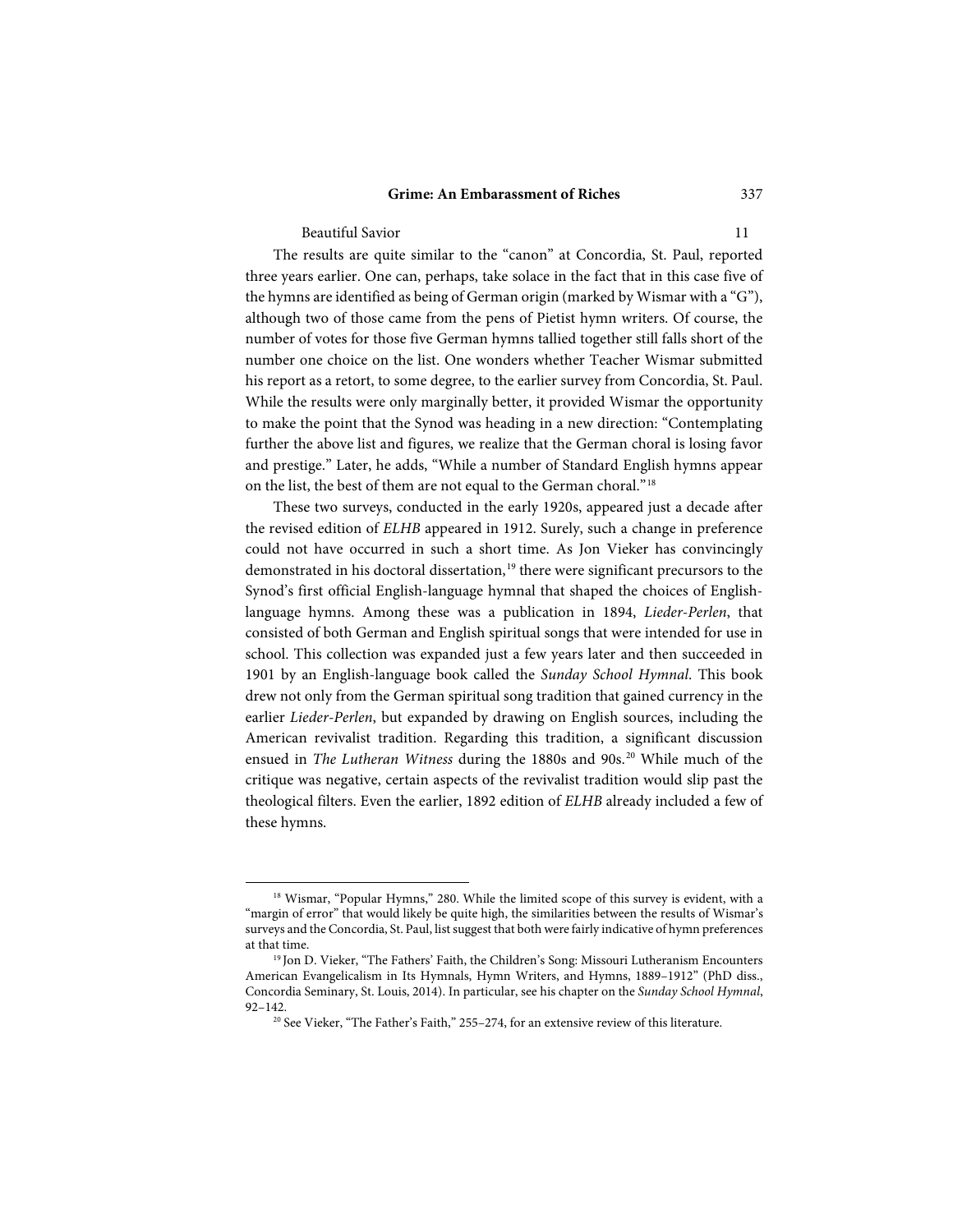| Beautiful Savior | 11 |
| --- | --- |

The results are quite similar to the "canon" at Concordia, St. Paul, reported three years earlier. One can, perhaps, take solace in the fact that in this case five of the hymns are identified as being of German origin (marked by Wismar with a "G"), although two of those came from the pens of Pietist hymn writers. Of course, the number of votes for those five German hymns tallied together still falls short of the number one choice on the list. One wonders whether Teacher Wismar submitted his report as a retort, to some degree, to the earlier survey from Concordia, St. Paul. While the results were only marginally better, it provided Wismar the opportunity to make the point that the Synod was heading in a new direction: "Contemplating further the above list and figures, we realize that the German choral is losing favor and prestige." Later, he adds, "While a number of Standard English hymns appear on the list, the best of them are not equal to the German choral."[18]

These two surveys, conducted in the early 1920s, appeared just a decade after the revised edition of *ELHB* appeared in 1912. Surely, such a change in preference could not have occurred in such a short time. As Jon Vieker has convincingly demonstrated in his doctoral dissertation,[19] there were significant precursors to the Synod's first official English-language hymnal that shaped the choices of English-language hymns. Among these was a publication in 1894, *Lieder-Perlen*, that consisted of both German and English spiritual songs that were intended for use in school. This collection was expanded just a few years later and then succeeded in 1901 by an English-language book called the *Sunday School Hymnal*. This book drew not only from the German spiritual song tradition that gained currency in the earlier *Lieder-Perlen*, but expanded by drawing on English sources, including the American revivalist tradition. Regarding this tradition, a significant discussion ensued in *The Lutheran Witness* during the 1880s and 90s.[20] While much of the critique was negative, certain aspects of the revivalist tradition would slip past the theological filters. Even the earlier, 1892 edition of *ELHB* already included a few of these hymns.

---

[18] Wismar, "Popular Hymns," 280. While the limited scope of this survey is evident, with a "margin of error" that would likely be quite high, the similarities between the results of Wismar's surveys and the Concordia, St. Paul, list suggest that both were fairly indicative of hymn preferences at that time.

[19] Jon D. Vieker, "The Fathers' Faith, the Children's Song: Missouri Lutheranism Encounters American Evangelicalism in Its Hymnals, Hymn Writers, and Hymns, 1889–1912" (PhD diss., Concordia Seminary, St. Louis, 2014). In particular, see his chapter on the *Sunday School Hymnal*, 92–142.

[20] See Vieker, "The Father's Faith," 255–274, for an extensive review of this literature.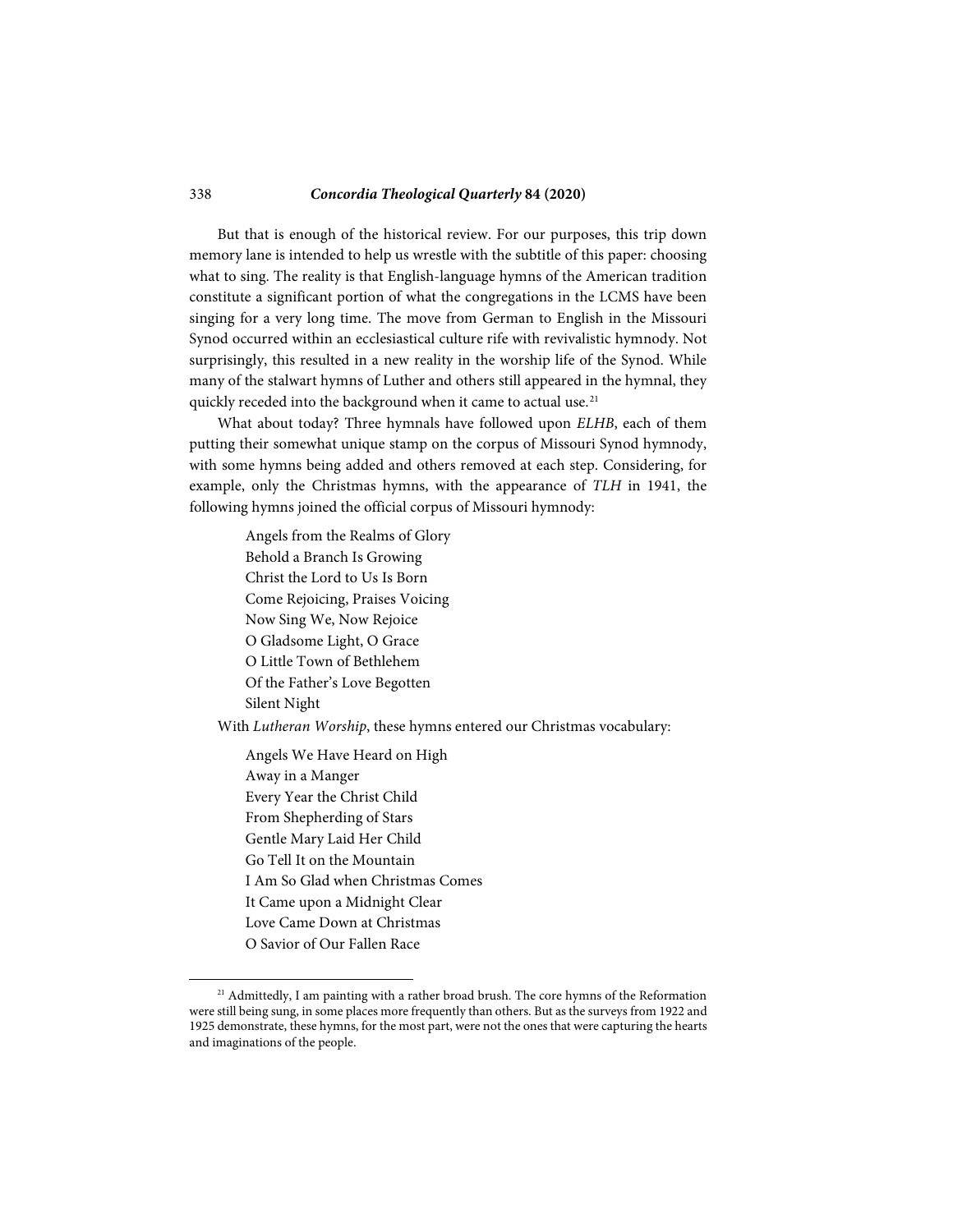But that is enough of the historical review. For our purposes, this trip down memory lane is intended to help us wrestle with the subtitle of this paper: choosing what to sing. The reality is that English-language hymns of the American tradition constitute a significant portion of what the congregations in the LCMS have been singing for a very long time. The move from German to English in the Missouri Synod occurred within an ecclesiastical culture rife with revivalistic hymnody. Not surprisingly, this resulted in a new reality in the worship life of the Synod. While many of the stalwart hymns of Luther and others still appeared in the hymnal, they quickly receded into the background when it came to actual use.[21]

What about today? Three hymnals have followed upon *ELHB*, each of them putting their somewhat unique stamp on the corpus of Missouri Synod hymnody, with some hymns being added and others removed at each step. Considering, for example, only the Christmas hymns, with the appearance of *TLH* in 1941, the following hymns joined the official corpus of Missouri hymnody:

Angels from the Realms of Glory
Behold a Branch Is Growing
Christ the Lord to Us Is Born
Come Rejoicing, Praises Voicing
Now Sing We, Now Rejoice
O Gladsome Light, O Grace
O Little Town of Bethlehem
Of the Father's Love Begotten
Silent Night

With *Lutheran Worship*, these hymns entered our Christmas vocabulary:

Angels We Have Heard on High
Away in a Manger
Every Year the Christ Child
From Shepherding of Stars
Gentle Mary Laid Her Child
Go Tell It on the Mountain
I Am So Glad when Christmas Comes
It Came upon a Midnight Clear
Love Came Down at Christmas
O Savior of Our Fallen Race

[21] Admittedly, I am painting with a rather broad brush. The core hymns of the Reformation were still being sung, in some places more frequently than others. But as the surveys from 1922 and 1925 demonstrate, these hymns, for the most part, were not the ones that were capturing the hearts and imaginations of the people.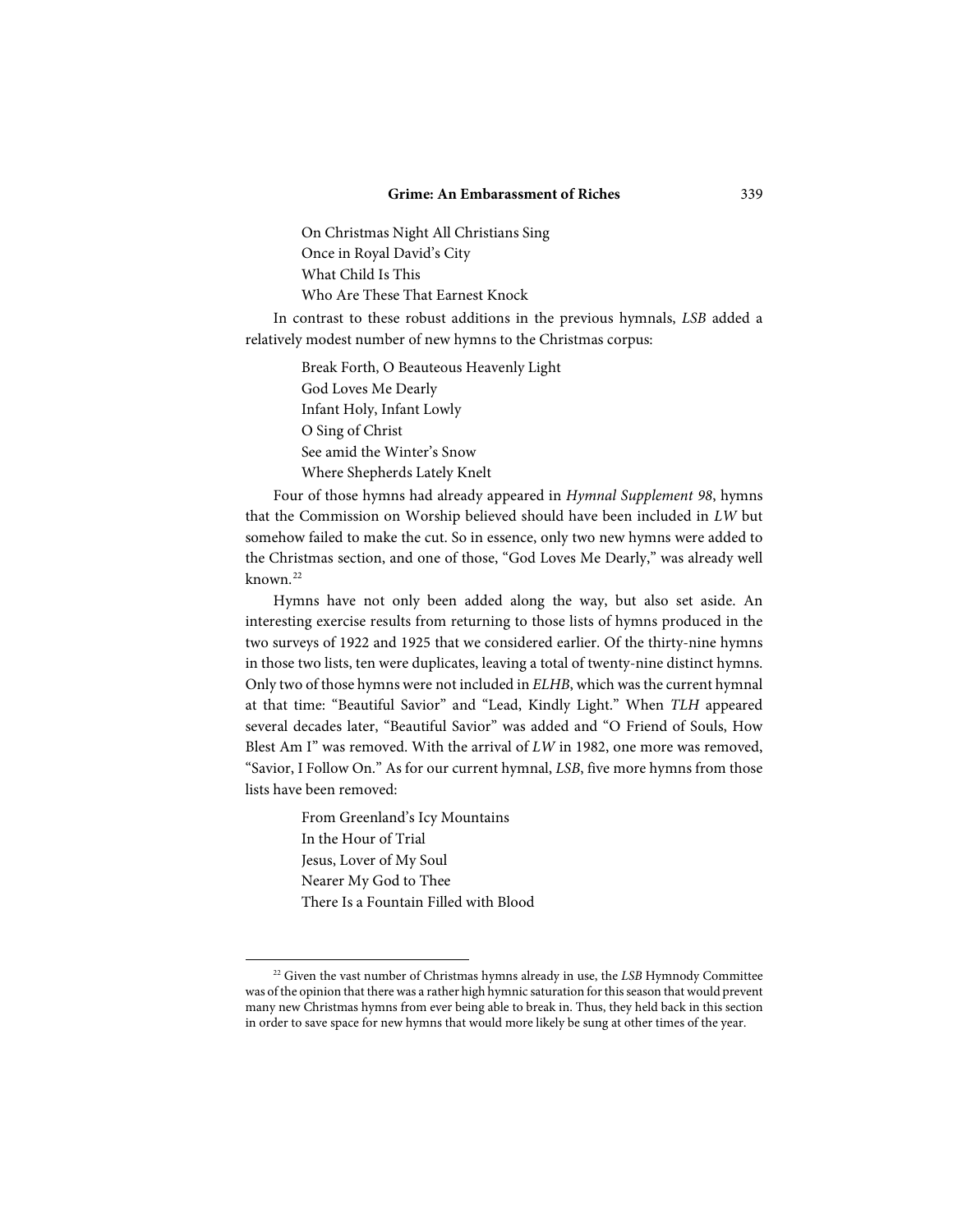On Christmas Night All Christians Sing
Once in Royal David's City
What Child Is This
Who Are These That Earnest Knock

In contrast to these robust additions in the previous hymnals, *LSB* added a relatively modest number of new hymns to the Christmas corpus:

Break Forth, O Beauteous Heavenly Light
God Loves Me Dearly
Infant Holy, Infant Lowly
O Sing of Christ
See amid the Winter's Snow
Where Shepherds Lately Knelt

Four of those hymns had already appeared in *Hymnal Supplement 98*, hymns that the Commission on Worship believed should have been included in *LW* but somehow failed to make the cut. So in essence, only two new hymns were added to the Christmas section, and one of those, "God Loves Me Dearly," was already well known.[22]

Hymns have not only been added along the way, but also set aside. An interesting exercise results from returning to those lists of hymns produced in the two surveys of 1922 and 1925 that we considered earlier. Of the thirty-nine hymns in those two lists, ten were duplicates, leaving a total of twenty-nine distinct hymns. Only two of those hymns were not included in *ELHB*, which was the current hymnal at that time: "Beautiful Savior" and "Lead, Kindly Light." When *TLH* appeared several decades later, "Beautiful Savior" was added and "O Friend of Souls, How Blest Am I" was removed. With the arrival of *LW* in 1982, one more was removed, "Savior, I Follow On." As for our current hymnal, *LSB*, five more hymns from those lists have been removed:

From Greenland's Icy Mountains
In the Hour of Trial
Jesus, Lover of My Soul
Nearer My God to Thee
There Is a Fountain Filled with Blood

---

[22] Given the vast number of Christmas hymns already in use, the *LSB* Hymnody Committee was of the opinion that there was a rather high hymnic saturation for this season that would prevent many new Christmas hymns from ever being able to break in. Thus, they held back in this section in order to save space for new hymns that would more likely be sung at other times of the year.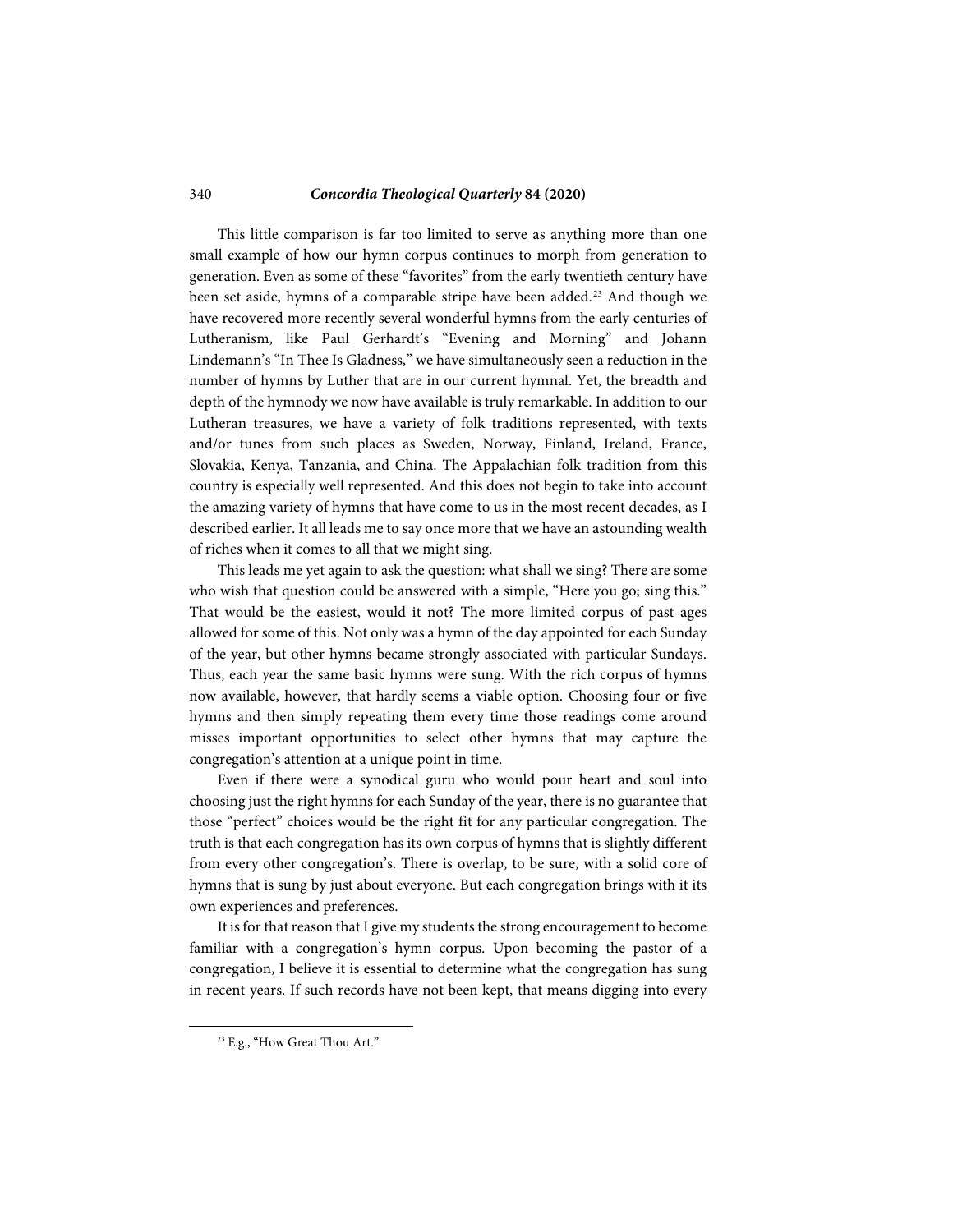This little comparison is far too limited to serve as anything more than one small example of how our hymn corpus continues to morph from generation to generation. Even as some of these "favorites" from the early twentieth century have been set aside, hymns of a comparable stripe have been added.[23] And though we have recovered more recently several wonderful hymns from the early centuries of Lutheranism, like Paul Gerhardt's "Evening and Morning" and Johann Lindemann's "In Thee Is Gladness," we have simultaneously seen a reduction in the number of hymns by Luther that are in our current hymnal. Yet, the breadth and depth of the hymnody we now have available is truly remarkable. In addition to our Lutheran treasures, we have a variety of folk traditions represented, with texts and/or tunes from such places as Sweden, Norway, Finland, Ireland, France, Slovakia, Kenya, Tanzania, and China. The Appalachian folk tradition from this country is especially well represented. And this does not begin to take into account the amazing variety of hymns that have come to us in the most recent decades, as I described earlier. It all leads me to say once more that we have an astounding wealth of riches when it comes to all that we might sing.

This leads me yet again to ask the question: what shall we sing? There are some who wish that question could be answered with a simple, "Here you go; sing this." That would be the easiest, would it not? The more limited corpus of past ages allowed for some of this. Not only was a hymn of the day appointed for each Sunday of the year, but other hymns became strongly associated with particular Sundays. Thus, each year the same basic hymns were sung. With the rich corpus of hymns now available, however, that hardly seems a viable option. Choosing four or five hymns and then simply repeating them every time those readings come around misses important opportunities to select other hymns that may capture the congregation's attention at a unique point in time.

Even if there were a synodical guru who would pour heart and soul into choosing just the right hymns for each Sunday of the year, there is no guarantee that those "perfect" choices would be the right fit for any particular congregation. The truth is that each congregation has its own corpus of hymns that is slightly different from every other congregation's. There is overlap, to be sure, with a solid core of hymns that is sung by just about everyone. But each congregation brings with it its own experiences and preferences.

It is for that reason that I give my students the strong encouragement to become familiar with a congregation's hymn corpus. Upon becoming the pastor of a congregation, I believe it is essential to determine what the congregation has sung in recent years. If such records have not been kept, that means digging into every

[23] E.g., "How Great Thou Art."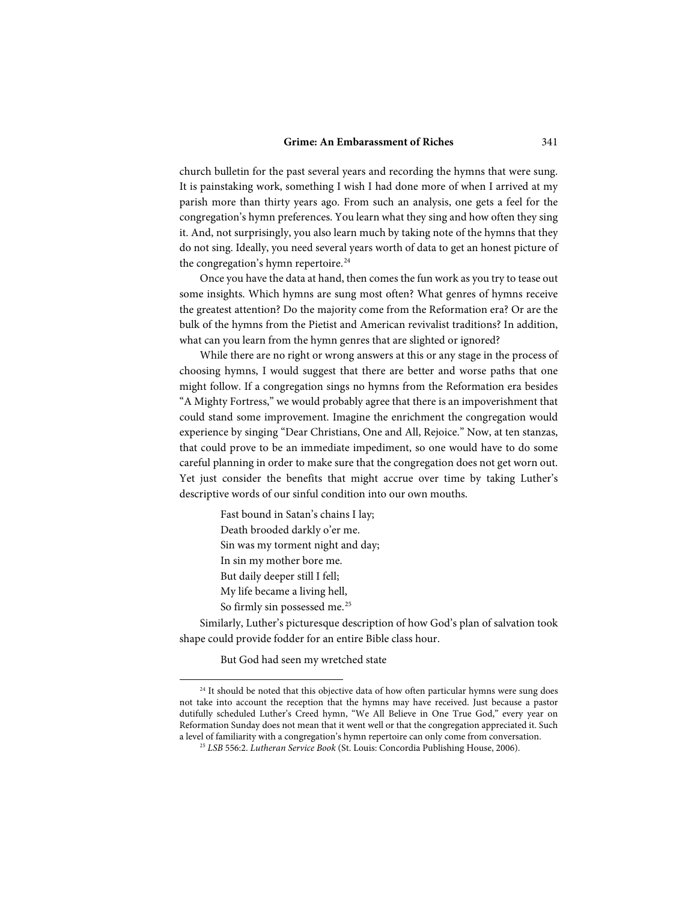church bulletin for the past several years and recording the hymns that were sung. It is painstaking work, something I wish I had done more of when I arrived at my parish more than thirty years ago. From such an analysis, one gets a feel for the congregation's hymn preferences. You learn what they sing and how often they sing it. And, not surprisingly, you also learn much by taking note of the hymns that they do not sing. Ideally, you need several years worth of data to get an honest picture of the congregation's hymn repertoire.[24]

Once you have the data at hand, then comes the fun work as you try to tease out some insights. Which hymns are sung most often? What genres of hymns receive the greatest attention? Do the majority come from the Reformation era? Or are the bulk of the hymns from the Pietist and American revivalist traditions? In addition, what can you learn from the hymn genres that are slighted or ignored?

While there are no right or wrong answers at this or any stage in the process of choosing hymns, I would suggest that there are better and worse paths that one might follow. If a congregation sings no hymns from the Reformation era besides "A Mighty Fortress," we would probably agree that there is an impoverishment that could stand some improvement. Imagine the enrichment the congregation would experience by singing "Dear Christians, One and All, Rejoice." Now, at ten stanzas, that could prove to be an immediate impediment, so one would have to do some careful planning in order to make sure that the congregation does not get worn out. Yet just consider the benefits that might accrue over time by taking Luther's descriptive words of our sinful condition into our own mouths.

> Fast bound in Satan's chains I lay;
> Death brooded darkly o'er me.
> Sin was my torment night and day;
> In sin my mother bore me.
> But daily deeper still I fell;
> My life became a living hell,
> So firmly sin possessed me.[25]

Similarly, Luther's picturesque description of how God's plan of salvation took shape could provide fodder for an entire Bible class hour.

> But God had seen my wretched state

---

[24] It should be noted that this objective data of how often particular hymns were sung does not take into account the reception that the hymns may have received. Just because a pastor dutifully scheduled Luther's Creed hymn, "We All Believe in One True God," every year on Reformation Sunday does not mean that it went well or that the congregation appreciated it. Such a level of familiarity with a congregation's hymn repertoire can only come from conversation.

[25] *LSB* 556:2. *Lutheran Service Book* (St. Louis: Concordia Publishing House, 2006).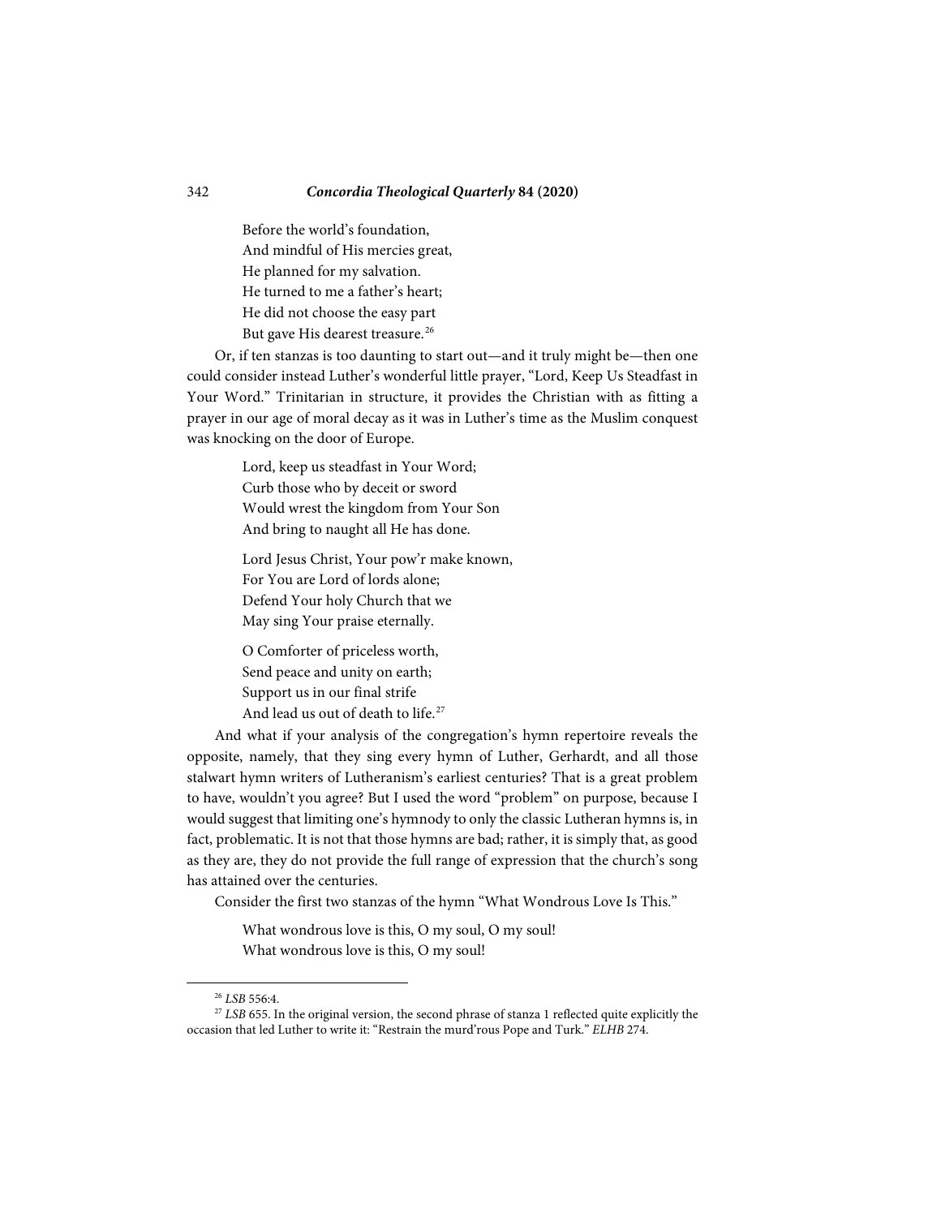> Before the world's foundation,
> And mindful of His mercies great,
> He planned for my salvation.
> He turned to me a father's heart;
> He did not choose the easy part
> But gave His dearest treasure.[26]

Or, if ten stanzas is too daunting to start out—and it truly might be—then one could consider instead Luther's wonderful little prayer, "Lord, Keep Us Steadfast in Your Word." Trinitarian in structure, it provides the Christian with as fitting a prayer in our age of moral decay as it was in Luther's time as the Muslim conquest was knocking on the door of Europe.

> Lord, keep us steadfast in Your Word;
> Curb those who by deceit or sword
> Would wrest the kingdom from Your Son
> And bring to naught all He has done.
>
> Lord Jesus Christ, Your pow'r make known,
> For You are Lord of lords alone;
> Defend Your holy Church that we
> May sing Your praise eternally.
>
> O Comforter of priceless worth,
> Send peace and unity on earth;
> Support us in our final strife
> And lead us out of death to life.[27]

And what if your analysis of the congregation's hymn repertoire reveals the opposite, namely, that they sing every hymn of Luther, Gerhardt, and all those stalwart hymn writers of Lutheranism's earliest centuries? That is a great problem to have, wouldn't you agree? But I used the word "problem" on purpose, because I would suggest that limiting one's hymnody to only the classic Lutheran hymns is, in fact, problematic. It is not that those hymns are bad; rather, it is simply that, as good as they are, they do not provide the full range of expression that the church's song has attained over the centuries.

Consider the first two stanzas of the hymn "What Wondrous Love Is This."

> What wondrous love is this, O my soul, O my soul!
> What wondrous love is this, O my soul!

---

[26] *LSB* 556:4.

[27] *LSB* 655. In the original version, the second phrase of stanza 1 reflected quite explicitly the occasion that led Luther to write it: "Restrain the murd'rous Pope and Turk." *ELHB* 274.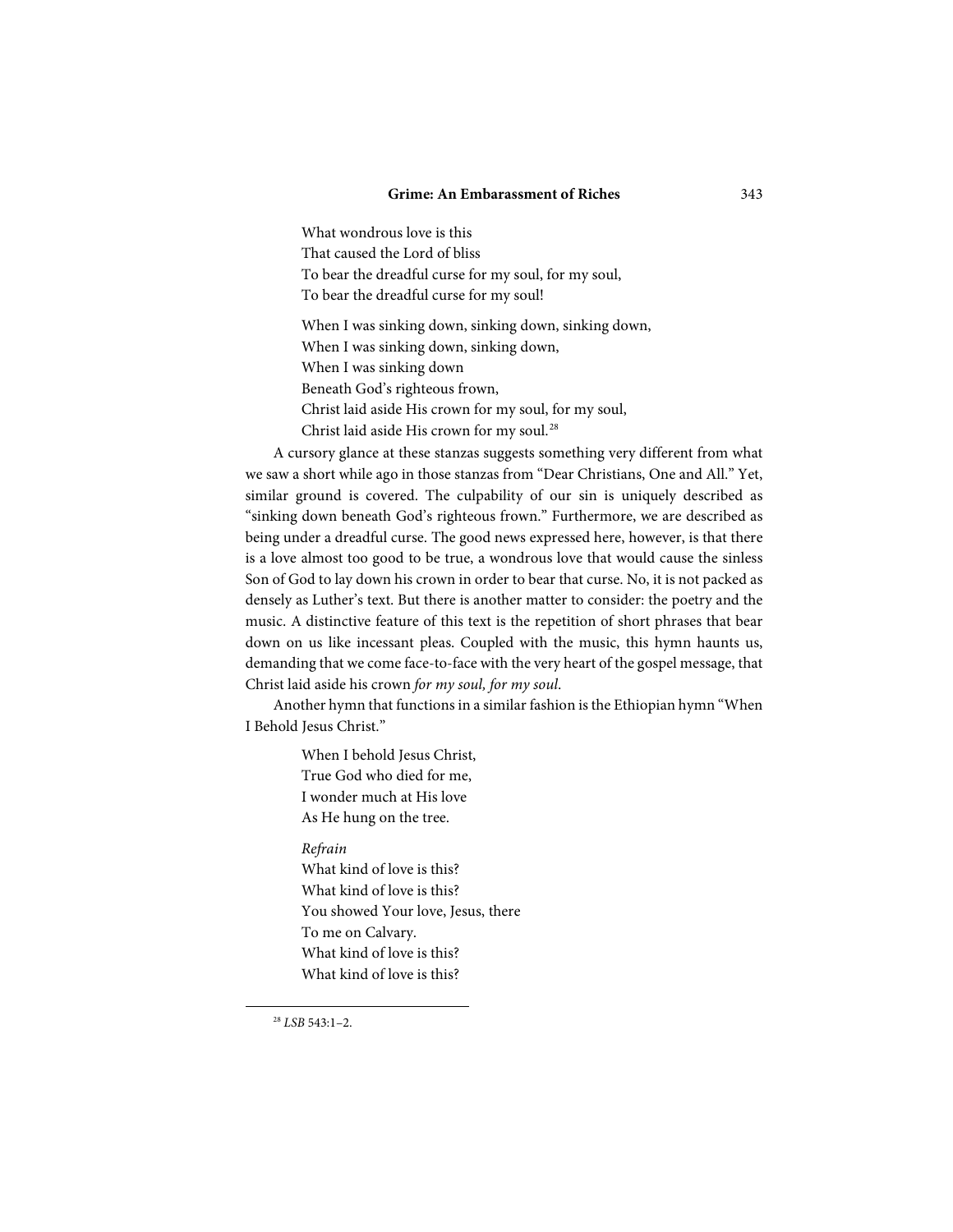What wondrous love is this  
That caused the Lord of bliss  
To bear the dreadful curse for my soul, for my soul,  
To bear the dreadful curse for my soul!

When I was sinking down, sinking down, sinking down,  
When I was sinking down, sinking down,  
When I was sinking down  
Beneath God's righteous frown,  
Christ laid aside His crown for my soul, for my soul,  
Christ laid aside His crown for my soul.[28]

A cursory glance at these stanzas suggests something very different from what we saw a short while ago in those stanzas from "Dear Christians, One and All." Yet, similar ground is covered. The culpability of our sin is uniquely described as "sinking down beneath God's righteous frown." Furthermore, we are described as being under a dreadful curse. The good news expressed here, however, is that there is a love almost too good to be true, a wondrous love that would cause the sinless Son of God to lay down his crown in order to bear that curse. No, it is not packed as densely as Luther's text. But there is another matter to consider: the poetry and the music. A distinctive feature of this text is the repetition of short phrases that bear down on us like incessant pleas. Coupled with the music, this hymn haunts us, demanding that we come face-to-face with the very heart of the gospel message, that Christ laid aside his crown *for my soul, for my soul*.

Another hymn that functions in a similar fashion is the Ethiopian hymn "When I Behold Jesus Christ."

When I behold Jesus Christ,  
True God who died for me,  
I wonder much at His love  
As He hung on the tree.

*Refrain*  
What kind of love is this?  
What kind of love is this?  
You showed Your love, Jesus, there  
To me on Calvary.  
What kind of love is this?  
What kind of love is this?

[28] *LSB* 543:1–2.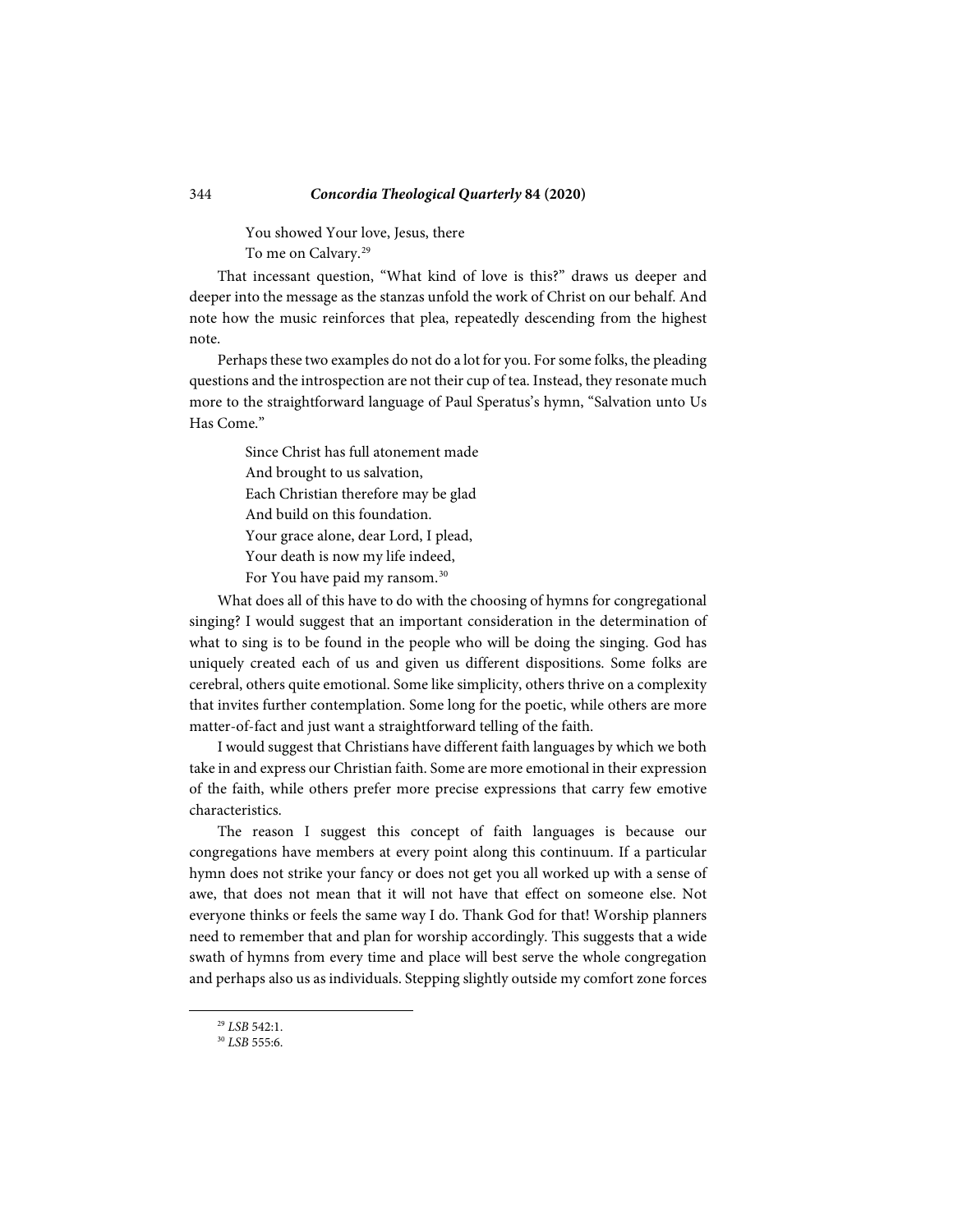You showed Your love, Jesus, there
To me on Calvary.[29]

That incessant question, "What kind of love is this?" draws us deeper and deeper into the message as the stanzas unfold the work of Christ on our behalf. And note how the music reinforces that plea, repeatedly descending from the highest note.

Perhaps these two examples do not do a lot for you. For some folks, the pleading questions and the introspection are not their cup of tea. Instead, they resonate much more to the straightforward language of Paul Speratus's hymn, "Salvation unto Us Has Come."

> Since Christ has full atonement made
> And brought to us salvation,
> Each Christian therefore may be glad
> And build on this foundation.
> Your grace alone, dear Lord, I plead,
> Your death is now my life indeed,
> For You have paid my ransom.[30]

What does all of this have to do with the choosing of hymns for congregational singing? I would suggest that an important consideration in the determination of what to sing is to be found in the people who will be doing the singing. God has uniquely created each of us and given us different dispositions. Some folks are cerebral, others quite emotional. Some like simplicity, others thrive on a complexity that invites further contemplation. Some long for the poetic, while others are more matter-of-fact and just want a straightforward telling of the faith.

I would suggest that Christians have different faith languages by which we both take in and express our Christian faith. Some are more emotional in their expression of the faith, while others prefer more precise expressions that carry few emotive characteristics.

The reason I suggest this concept of faith languages is because our congregations have members at every point along this continuum. If a particular hymn does not strike your fancy or does not get you all worked up with a sense of awe, that does not mean that it will not have that effect on someone else. Not everyone thinks or feels the same way I do. Thank God for that! Worship planners need to remember that and plan for worship accordingly. This suggests that a wide swath of hymns from every time and place will best serve the whole congregation and perhaps also us as individuals. Stepping slightly outside my comfort zone forces

---

[29] *LSB* 542:1.

[30] *LSB* 555:6.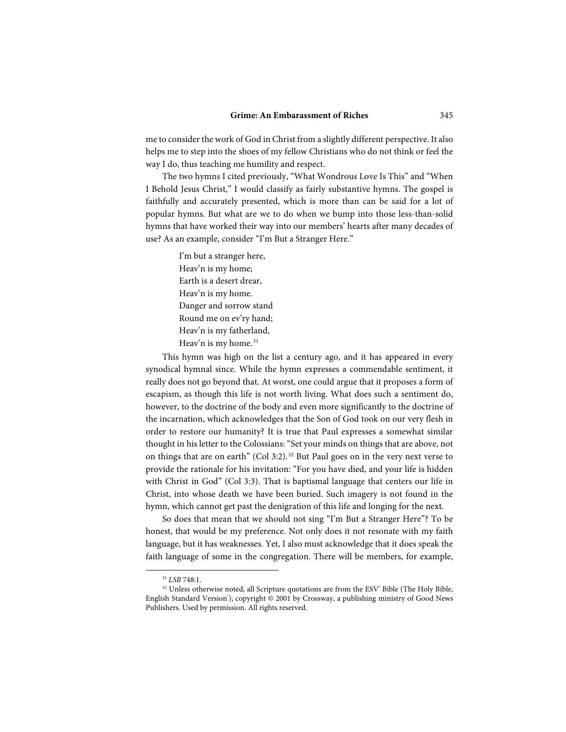me to consider the work of God in Christ from a slightly different perspective. It also helps me to step into the shoes of my fellow Christians who do not think or feel the way I do, thus teaching me humility and respect.

The two hymns I cited previously, "What Wondrous Love Is This" and "When I Behold Jesus Christ," I would classify as fairly substantive hymns. The gospel is faithfully and accurately presented, which is more than can be said for a lot of popular hymns. But what are we to do when we bump into those less-than-solid hymns that have worked their way into our members' hearts after many decades of use? As an example, consider "I'm But a Stranger Here."

> I'm but a stranger here,
> Heav'n is my home;
> Earth is a desert drear,
> Heav'n is my home.
> Danger and sorrow stand
> Round me on ev'ry hand;
> Heav'n is my fatherland,
> Heav'n is my home.[31]

This hymn was high on the list a century ago, and it has appeared in every synodical hymnal since. While the hymn expresses a commendable sentiment, it really does not go beyond that. At worst, one could argue that it proposes a form of escapism, as though this life is not worth living. What does such a sentiment do, however, to the doctrine of the body and even more significantly to the doctrine of the incarnation, which acknowledges that the Son of God took on our very flesh in order to restore our humanity? It is true that Paul expresses a somewhat similar thought in his letter to the Colossians: "Set your minds on things that are above, not on things that are on earth" (Col 3:2).[32] But Paul goes on in the very next verse to provide the rationale for his invitation: "For you have died, and your life is hidden with Christ in God" (Col 3:3). That is baptismal language that centers our life in Christ, into whose death we have been buried. Such imagery is not found in the hymn, which cannot get past the denigration of this life and longing for the next.

So does that mean that we should not sing "I'm But a Stranger Here"? To be honest, that would be my preference. Not only does it not resonate with my faith language, but it has weaknesses. Yet, I also must acknowledge that it does speak the faith language of some in the congregation. There will be members, for example,

---

[31] *LSB* 748:1.

[32] Unless otherwise noted, all Scripture quotations are from the ESV® Bible (The Holy Bible, English Standard Version®), copyright © 2001 by Crossway, a publishing ministry of Good News Publishers. Used by permission. All rights reserved.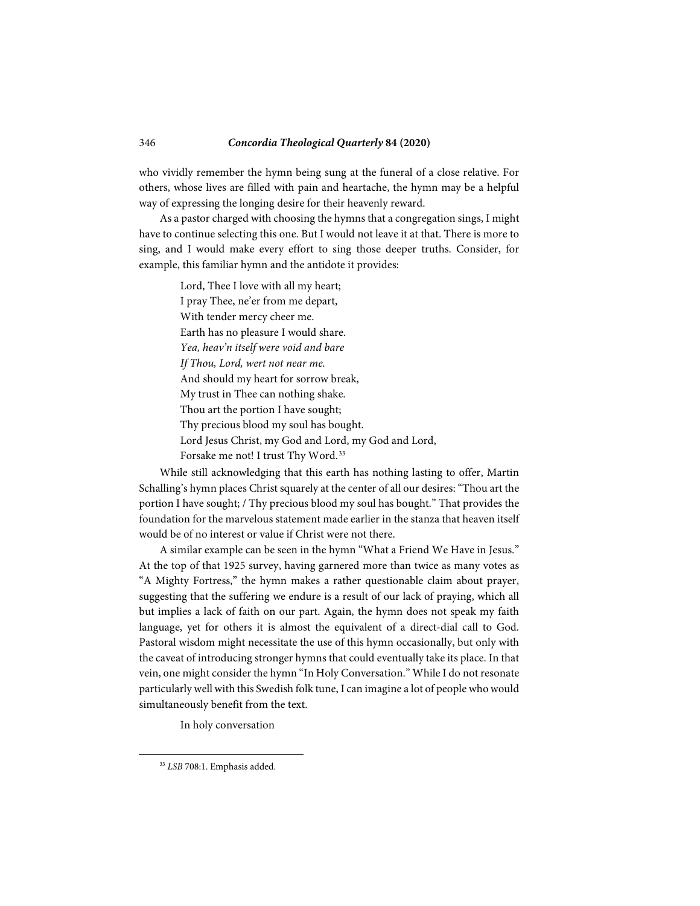who vividly remember the hymn being sung at the funeral of a close relative. For others, whose lives are filled with pain and heartache, the hymn may be a helpful way of expressing the longing desire for their heavenly reward.

As a pastor charged with choosing the hymns that a congregation sings, I might have to continue selecting this one. But I would not leave it at that. There is more to sing, and I would make every effort to sing those deeper truths. Consider, for example, this familiar hymn and the antidote it provides:

> Lord, Thee I love with all my heart;
> I pray Thee, ne'er from me depart,
> With tender mercy cheer me.
> Earth has no pleasure I would share.
> *Yea, heav'n itself were void and bare*
> *If Thou, Lord, wert not near me.*
> And should my heart for sorrow break,
> My trust in Thee can nothing shake.
> Thou art the portion I have sought;
> Thy precious blood my soul has bought.
> Lord Jesus Christ, my God and Lord, my God and Lord,
> Forsake me not! I trust Thy Word.[33]

While still acknowledging that this earth has nothing lasting to offer, Martin Schalling's hymn places Christ squarely at the center of all our desires: "Thou art the portion I have sought; / Thy precious blood my soul has bought." That provides the foundation for the marvelous statement made earlier in the stanza that heaven itself would be of no interest or value if Christ were not there.

A similar example can be seen in the hymn "What a Friend We Have in Jesus." At the top of that 1925 survey, having garnered more than twice as many votes as "A Mighty Fortress," the hymn makes a rather questionable claim about prayer, suggesting that the suffering we endure is a result of our lack of praying, which all but implies a lack of faith on our part. Again, the hymn does not speak my faith language, yet for others it is almost the equivalent of a direct-dial call to God. Pastoral wisdom might necessitate the use of this hymn occasionally, but only with the caveat of introducing stronger hymns that could eventually take its place. In that vein, one might consider the hymn "In Holy Conversation." While I do not resonate particularly well with this Swedish folk tune, I can imagine a lot of people who would simultaneously benefit from the text.

> In holy conversation

---

[33] *LSB* 708:1. Emphasis added.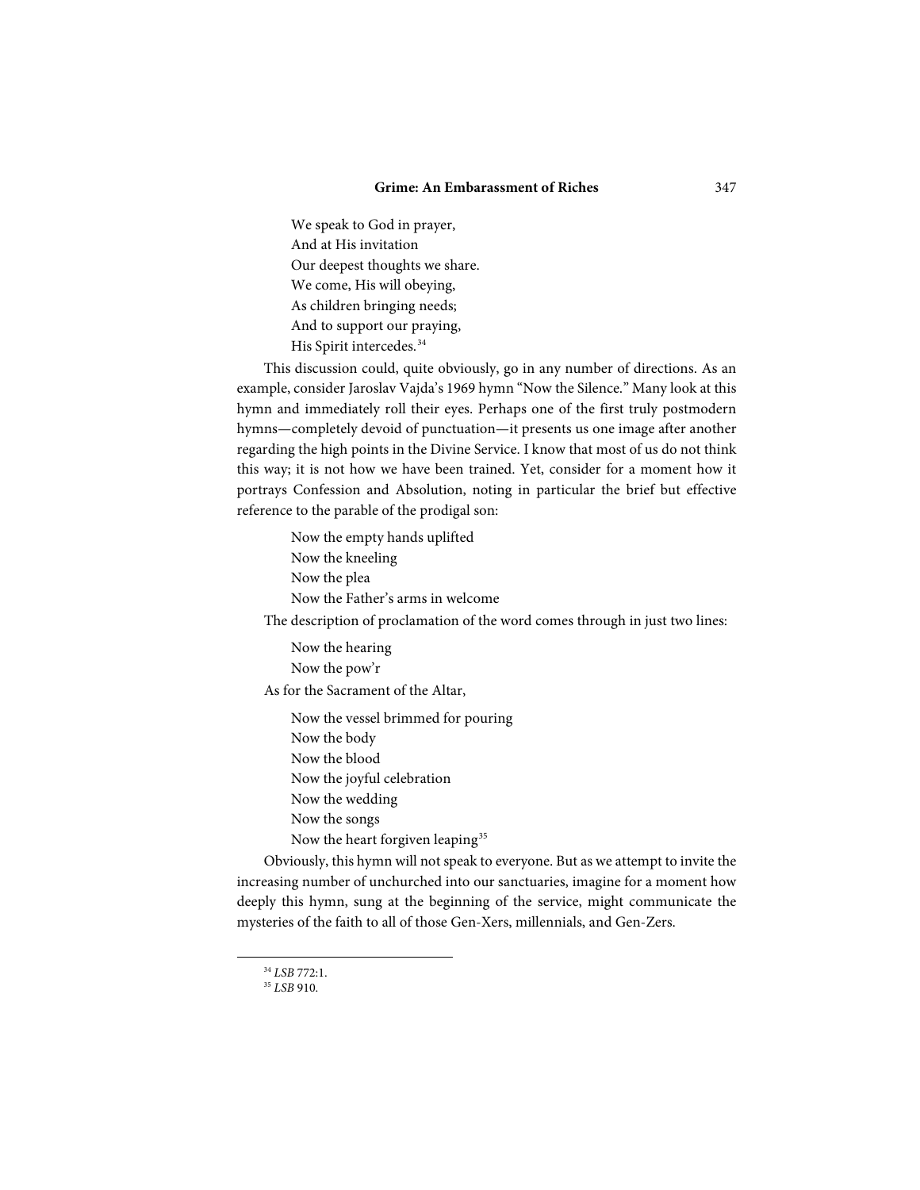We speak to God in prayer,  
And at His invitation  
Our deepest thoughts we share.  
We come, His will obeying,  
As children bringing needs;  
And to support our praying,  
His Spirit intercedes.[34]

This discussion could, quite obviously, go in any number of directions. As an example, consider Jaroslav Vajda's 1969 hymn "Now the Silence." Many look at this hymn and immediately roll their eyes. Perhaps one of the first truly postmodern hymns—completely devoid of punctuation—it presents us one image after another regarding the high points in the Divine Service. I know that most of us do not think this way; it is not how we have been trained. Yet, consider for a moment how it portrays Confession and Absolution, noting in particular the brief but effective reference to the parable of the prodigal son:

Now the empty hands uplifted  
Now the kneeling  
Now the plea  
Now the Father's arms in welcome

The description of proclamation of the word comes through in just two lines:

Now the hearing  
Now the pow'r

As for the Sacrament of the Altar,

Now the vessel brimmed for pouring  
Now the body  
Now the blood  
Now the joyful celebration  
Now the wedding  
Now the songs  
Now the heart forgiven leaping[35]

Obviously, this hymn will not speak to everyone. But as we attempt to invite the increasing number of unchurched into our sanctuaries, imagine for a moment how deeply this hymn, sung at the beginning of the service, might communicate the mysteries of the faith to all of those Gen-Xers, millennials, and Gen-Zers.

---

[34] *LSB* 772:1.

[35] *LSB* 910.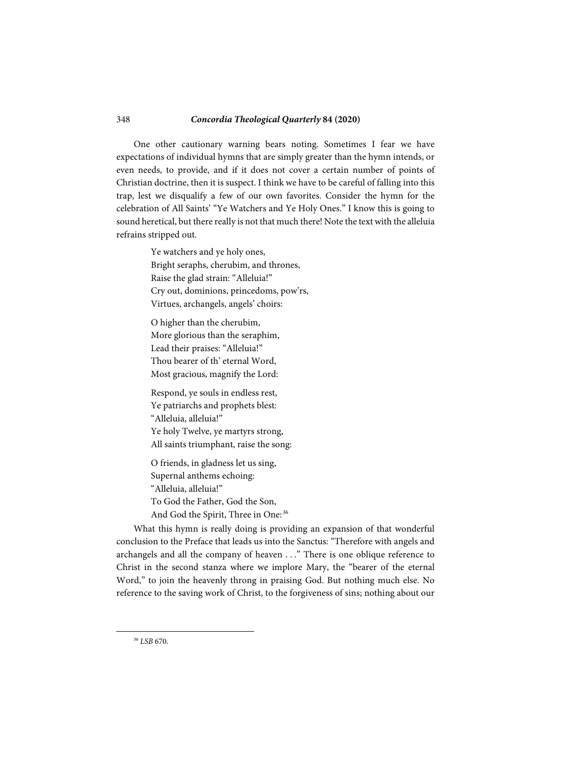One other cautionary warning bears noting. Sometimes I fear we have expectations of individual hymns that are simply greater than the hymn intends, or even needs, to provide, and if it does not cover a certain number of points of Christian doctrine, then it is suspect. I think we have to be careful of falling into this trap, lest we disqualify a few of our own favorites. Consider the hymn for the celebration of All Saints' "Ye Watchers and Ye Holy Ones." I know this is going to sound heretical, but there really is not that much there! Note the text with the alleluia refrains stripped out.

> Ye watchers and ye holy ones,  
> Bright seraphs, cherubim, and thrones,  
> Raise the glad strain: "Alleluia!"  
> Cry out, dominions, princedoms, pow'rs,  
> Virtues, archangels, angels' choirs:
>
> O higher than the cherubim,  
> More glorious than the seraphim,  
> Lead their praises: "Alleluia!"  
> Thou bearer of th' eternal Word,  
> Most gracious, magnify the Lord:
>
> Respond, ye souls in endless rest,  
> Ye patriarchs and prophets blest:  
> "Alleluia, alleluia!"  
> Ye holy Twelve, ye martyrs strong,  
> All saints triumphant, raise the song:
>
> O friends, in gladness let us sing,  
> Supernal anthems echoing:  
> "Alleluia, alleluia!"  
> To God the Father, God the Son,  
> And God the Spirit, Three in One:[36]

What this hymn is really doing is providing an expansion of that wonderful conclusion to the Preface that leads us into the Sanctus: "Therefore with angels and archangels and all the company of heaven . . ." There is one oblique reference to Christ in the second stanza where we implore Mary, the "bearer of the eternal Word," to join the heavenly throng in praising God. But nothing much else. No reference to the saving work of Christ, to the forgiveness of sins; nothing about our

[36] *LSB* 670.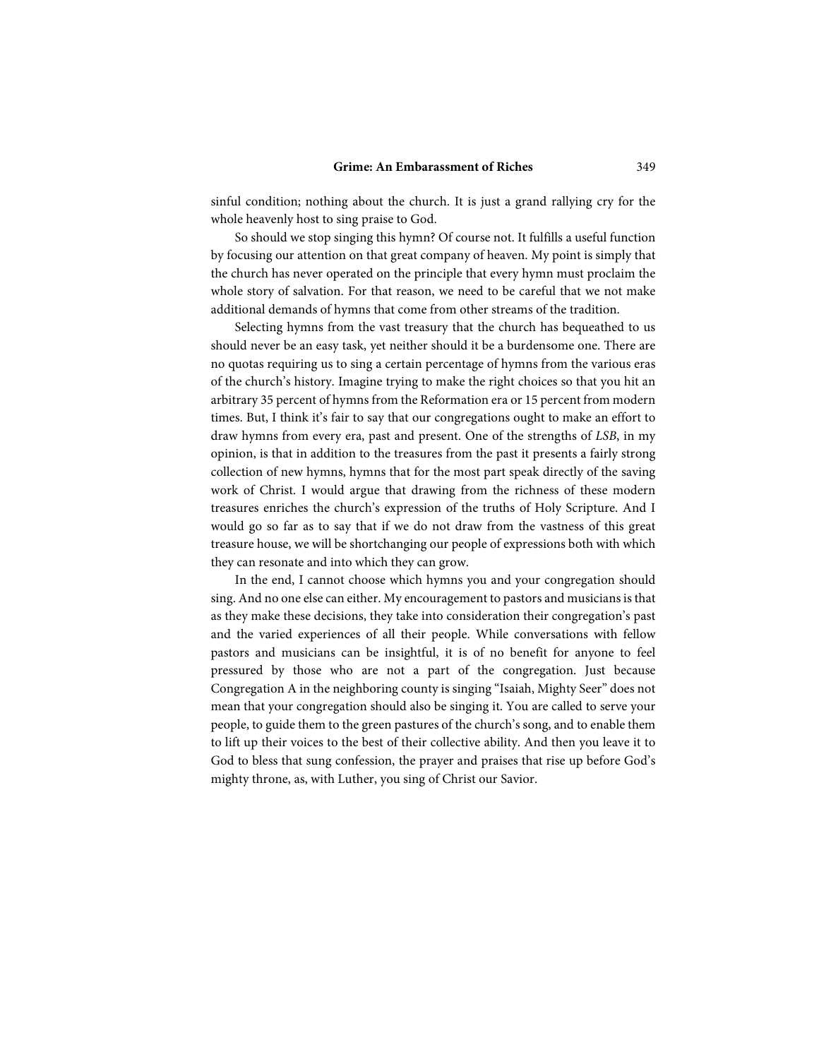sinful condition; nothing about the church. It is just a grand rallying cry for the whole heavenly host to sing praise to God.

So should we stop singing this hymn? Of course not. It fulfills a useful function by focusing our attention on that great company of heaven. My point is simply that the church has never operated on the principle that every hymn must proclaim the whole story of salvation. For that reason, we need to be careful that we not make additional demands of hymns that come from other streams of the tradition.

Selecting hymns from the vast treasury that the church has bequeathed to us should never be an easy task, yet neither should it be a burdensome one. There are no quotas requiring us to sing a certain percentage of hymns from the various eras of the church's history. Imagine trying to make the right choices so that you hit an arbitrary 35 percent of hymns from the Reformation era or 15 percent from modern times. But, I think it's fair to say that our congregations ought to make an effort to draw hymns from every era, past and present. One of the strengths of *LSB*, in my opinion, is that in addition to the treasures from the past it presents a fairly strong collection of new hymns, hymns that for the most part speak directly of the saving work of Christ. I would argue that drawing from the richness of these modern treasures enriches the church's expression of the truths of Holy Scripture. And I would go so far as to say that if we do not draw from the vastness of this great treasure house, we will be shortchanging our people of expressions both with which they can resonate and into which they can grow.

In the end, I cannot choose which hymns you and your congregation should sing. And no one else can either. My encouragement to pastors and musicians is that as they make these decisions, they take into consideration their congregation's past and the varied experiences of all their people. While conversations with fellow pastors and musicians can be insightful, it is of no benefit for anyone to feel pressured by those who are not a part of the congregation. Just because Congregation A in the neighboring county is singing "Isaiah, Mighty Seer" does not mean that your congregation should also be singing it. You are called to serve your people, to guide them to the green pastures of the church's song, and to enable them to lift up their voices to the best of their collective ability. And then you leave it to God to bless that sung confession, the prayer and praises that rise up before God's mighty throne, as, with Luther, you sing of Christ our Savior.